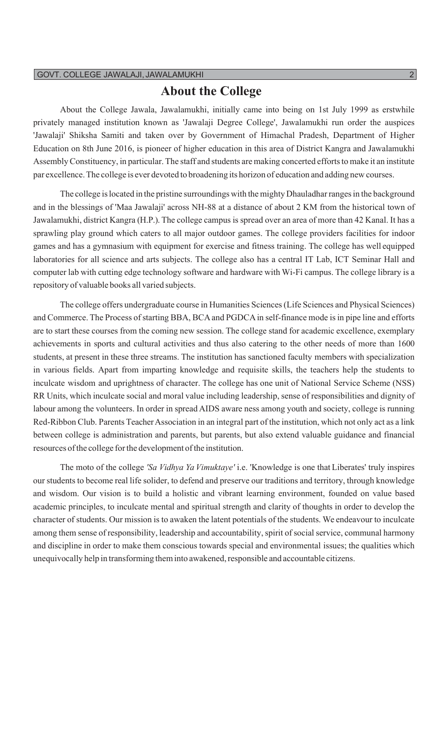# About the College

About the College Jawala, Jawalamukhi, initially came into being on 1st July 1999 as erstwhile privately managed institution known as 'Jawalaji Degree College', Jawalamukhi run order the auspices 'Jawalaji' Shiksha Samiti and taken over by Government of Himachal Pradesh, Department of Higher Education on 8th June 2016, is pioneer of higher education in this area of District Kangra and Jawalamukhi Assembly Constituency, in particular. The staff and students are making concerted efforts to make it an institute par excellence. The college is ever devoted to broadening its horizon of education and adding new courses.

The college is located in the pristine surroundings with the mighty Dhauladhar ranges in the background and in the blessings of 'Maa Jawalaji' across NH-88 at a distance of about 2 KM from the historical town of Jawalamukhi, district Kangra (H.P.). The college campus is spread over an area of more than 42 Kanal. It has a sprawling play ground which caters to all major outdoor games. The college providers facilities for indoor games and has a gymnasium with equipment for exercise and fitness training. The college has well equipped laboratories for all science and arts subjects. The college also has a central IT Lab, ICT Seminar Hall and computer lab with cutting edge technology software and hardware with Wi-Fi campus. The college library is a repository of valuable books all varied subjects.

The college offers undergraduate course in Humanities Sciences (Life Sciences and Physical Sciences) and Commerce. The Process of starting BBA, BCA and PGDCA in self-finance mode is in pipe line and efforts are to start these courses from the coming new session. The college stand for academic excellence, exemplary achievements in sports and cultural activities and thus also catering to the other needs of more than 1600 students, at present in these three streams. The institution has sanctioned faculty members with specialization in various fields. Apart from imparting knowledge and requisite skills, the teachers help the students to inculcate wisdom and uprightness of character. The college has one unit of National Service Scheme (NSS) RR Units, which inculcate social and moral value including leadership, sense of responsibilities and dignity of labour among the volunteers. In order in spread AIDS aware ness among youth and society, college is running Red-Ribbon Club. Parents Teacher Association in an integral part of the institution, which not only act as a link between college is administration and parents, but parents, but also extend valuable guidance and financial resources of the college for the development of the institution.

The moto of the college *'Sa Vidhya Ya Vimuktaye'* i.e. 'Knowledge is one that Liberates' truly inspires our students to become real life solider, to defend and preserve our traditions and territory, through knowledge and wisdom. Our vision is to build a holistic and vibrant learning environment, founded on value based academic principles, to inculcate mental and spiritual strength and clarity of thoughts in order to develop the character of students. Our mission is to awaken the latent potentials of the students. We endeavour to inculcate among them sense of responsibility, leadership and accountability, spirit of social service, communal harmony and discipline in order to make them conscious towards special and environmental issues; the qualities which unequivocally help in transforming them into awakened, responsible and accountable citizens.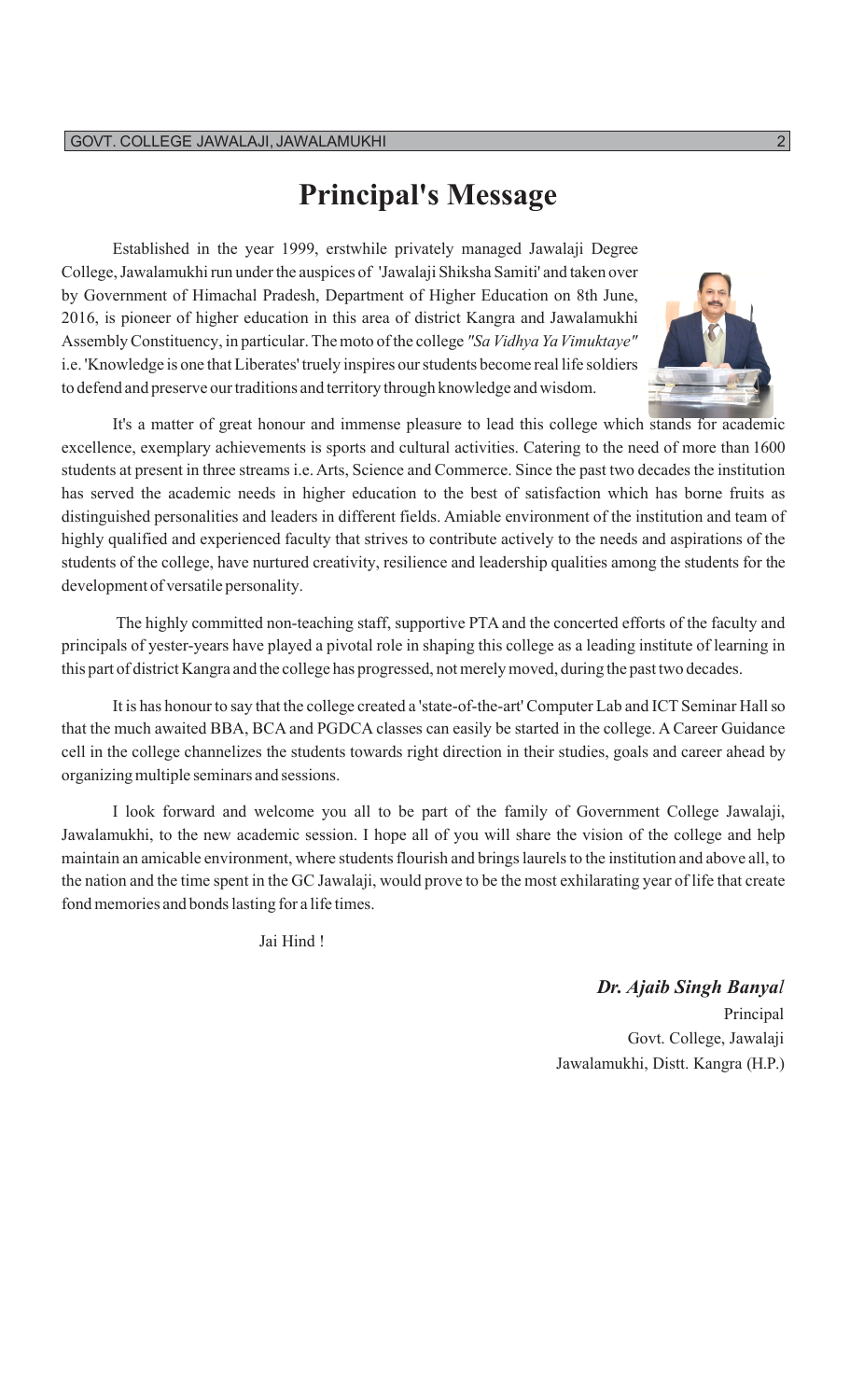# Principal's Message

Established in the year 1999, erstwhile privately managed Jawalaji Degree College, Jawalamukhi run under the auspices of 'Jawalaji Shiksha Samiti' and taken over by Government of Himachal Pradesh, Department of Higher Education on 8th June, 2016, is pioneer of higher education in this area of district Kangra and Jawalamukhi Assembly Constituency, in particular. The moto of the college *"Sa Vidhya Ya Vimuktaye"* i.e. 'Knowledge is one that Liberates' truely inspires our students become real life soldiers to defend and preserve our traditions and territory through knowledge and wisdom.

It's a matter of great honour and immense pleasure to lead this college which stands for academic excellence, exemplary achievements is sports and cultural activities. Catering to the need of more than 1600 students at present in three streams i.e. Arts, Science and Commerce. Since the past two decades the institution has served the academic needs in higher education to the best of satisfaction which has borne fruits as distinguished personalities and leaders in different fields. Amiable environment of the institution and team of highly qualified and experienced faculty that strives to contribute actively to the needs and aspirations of the students of the college, have nurtured creativity, resilience and leadership qualities among the students for the development of versatile personality.

The highly committed non-teaching staff, supportive PTA and the concerted efforts of the faculty and principals of yester-years have played a pivotal role in shaping this college as a leading institute of learning in this part of district Kangra and the college has progressed, not merely moved, during the past two decades.

It is has honour to say that the college created a 'state-of-the-art' Computer Lab and ICT Seminar Hall so that the much awaited BBA, BCA and PGDCA classes can easily be started in the college. A Career Guidance cell in the college channelizes the students towards right direction in their studies, goals and career ahead by organizing multiple seminars and sessions.

I look forward and welcome you all to be part of the family of Government College Jawalaji, Jawalamukhi, to the new academic session. I hope all of you will share the vision of the college and help maintain an amicable environment, where students flourish and brings laurels to the institution and above all, to the nation and the time spent in the GC Jawalaji, would prove to be the most exhilarating year of life that create fond memories and bonds lasting for a life times.

Jai Hind !

***Dr. Ajaib Singh Banyal***
Principal
Govt. College, Jawalaji
Jawalamukhi, Distt. Kangra (H.P.)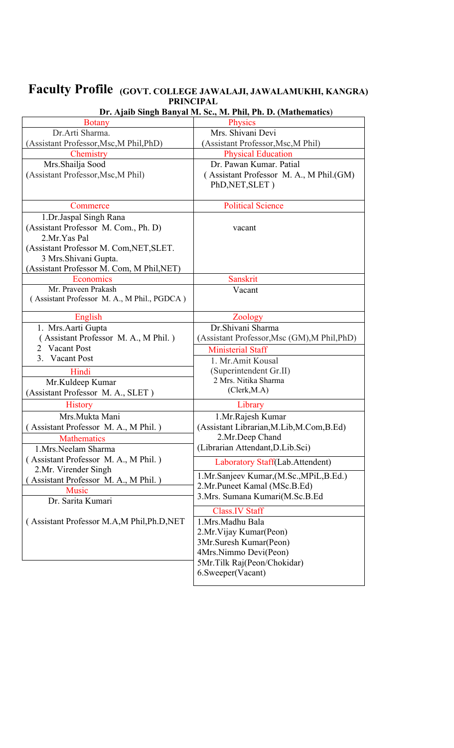# Faculty Profile (GOVT. COLLEGE JAWALAJI, JAWALAMUKHI, KANGRA)

**PRINCIPAL**

**Dr. Ajaib Singh Banyal M. Sc., M. Phil, Ph. D. (Mathematics)**

| Botany | Physics |
|---|---|
| Dr.Arti Sharma. (Assistant Professor,Msc,M Phil,PhD) | Mrs. Shivani Devi (Assistant Professor,Msc,M Phil) |
| **Chemistry** | **Physical Education** |
| Mrs.Shailja Sood (Assistant Professor,Msc,M Phil) | Dr. Pawan Kumar. Patial ( Assistant Professor M. A., M Phil.(GM) PhD,NET,SLET ) |
| **Commerce** | **Political Science** |
| 1.Dr.Jaspal Singh Rana (Assistant Professor M. Com., Ph. D) 2.Mr.Yas Pal (Assistant Professor M. Com,NET,SLET. 3 Mrs.Shivani Gupta. (Assistant Professor M. Com, M Phil,NET) | vacant |
| **Economics** | **Sanskrit** |
| Mr. Praveen Prakash ( Assistant Professor M. A., M Phil., PGDCA ) | Vacant |
| **English** | **Zoology** |
| 1. Mrs.Aarti Gupta ( Assistant Professor M. A., M Phil. ) 2 Vacant Post 3. Vacant Post | Dr.Shivani Sharma (Assistant Professor,Msc (GM),M Phil,PhD) |
| **Hindi** | **Ministerial Staff** |
| Mr.Kuldeep Kumar (Assistant Professor M. A., SLET ) | 1. Mr.Amit Kousal (Superintendent Gr.II) 2 Mrs. Nitika Sharma (Clerk,M.A) |
| **History** | **Library** |
| Mrs.Mukta Mani ( Assistant Professor M. A., M Phil. ) | 1.Mr.Rajesh Kumar (Assistant Librarian,M.Lib,M.Com,B.Ed) 2.Mr.Deep Chand (Librarian Attendant,D.Lib.Sci) |
| **Mathematics** | **Laboratory Staff(Lab.Attendent)** |
| 1.Mrs.Neelam Sharma ( Assistant Professor M. A., M Phil. ) 2.Mr. Virender Singh ( Assistant Professor M. A., M Phil. ) | 1.Mr.Sanjeev Kumar,(M.Sc.,MPiL,B.Ed.) 2.Mr.Puneet Kamal (MSc.B.Ed) 3.Mrs. Sumana Kumari(M.Sc.B.Ed |
| **Music** | **Class.IV Staff** |
| Dr. Sarita Kumari ( Assistant Professor M.A,M Phil,Ph.D,NET | 1.Mrs.Madhu Bala 2.Mr.Vijay Kumar(Peon) 3Mr.Suresh Kumar(Peon) 4Mrs.Nimmo Devi(Peon) 5Mr.Tilk Raj(Peon/Chokidar) 6.Sweeper(Vacant) |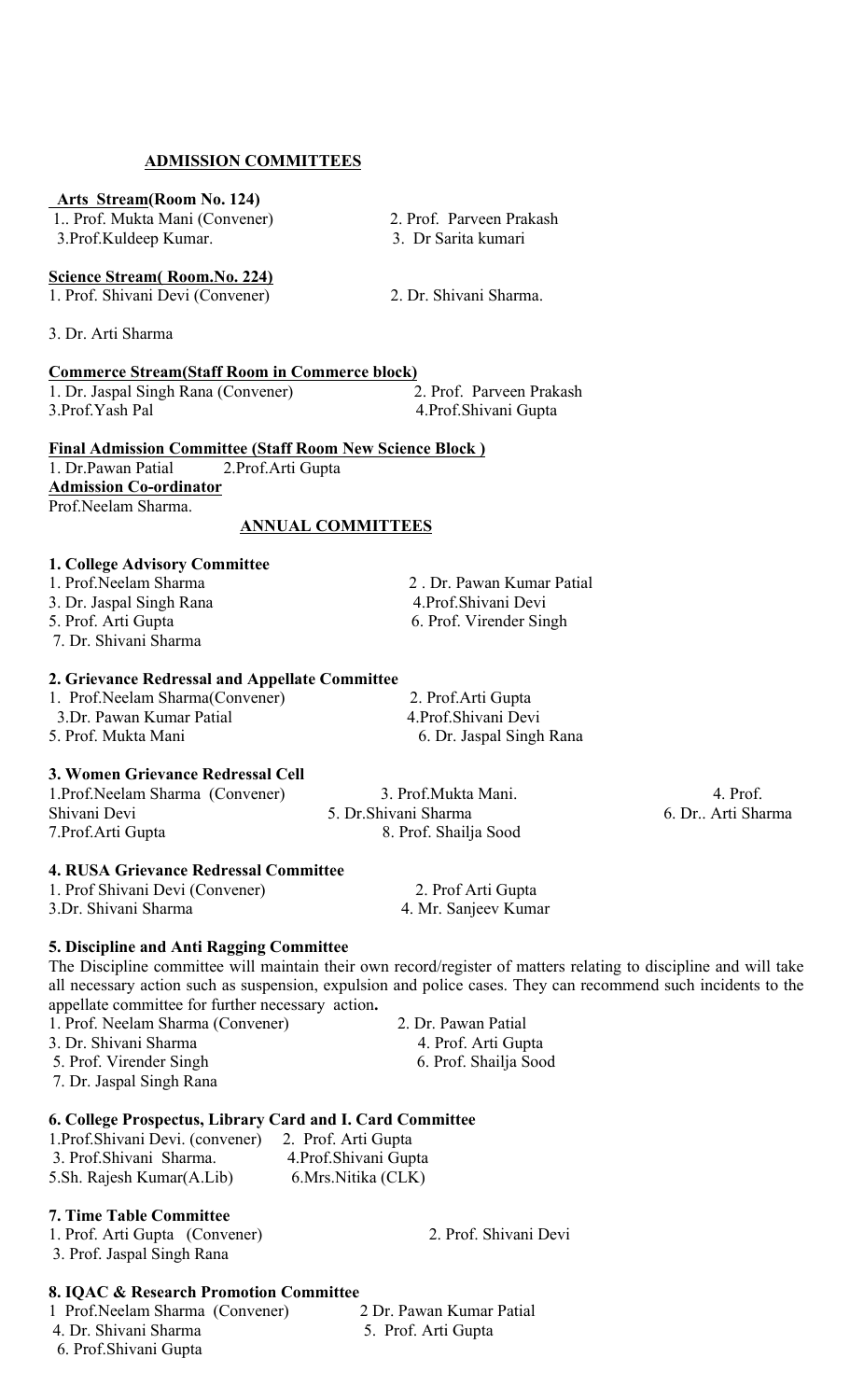## ADMISSION COMMITTEES

**Arts Stream(Room No. 124)**

1.. Prof. Mukta Mani (Convener)
2. Prof. Parveen Prakash
3.Prof.Kuldeep Kumar.
3. Dr Sarita kumari

**Science Stream( Room.No. 224)**

1. Prof. Shivani Devi (Convener)
2. Dr. Shivani Sharma.
3. Dr. Arti Sharma

**Commerce Stream(Staff Room in Commerce block)**

1. Dr. Jaspal Singh Rana (Convener)
2. Prof. Parveen Prakash
3.Prof.Yash Pal
4.Prof.Shivani Gupta

**Final Admission Committee (Staff Room New Science Block )**

1. Dr.Pawan Patial
2.Prof.Arti Gupta

**Admission Co-ordinator**

Prof.Neelam Sharma.

## ANNUAL COMMITTEES

### 1. College Advisory Committee

1. Prof.Neelam Sharma
2 . Dr. Pawan Kumar Patial
3. Dr. Jaspal Singh Rana
4.Prof.Shivani Devi
5. Prof. Arti Gupta
6. Prof. Virender Singh
7. Dr. Shivani Sharma

### 2. Grievance Redressal and Appellate Committee

1. Prof.Neelam Sharma(Convener)
2. Prof.Arti Gupta
3.Dr. Pawan Kumar Patial
4.Prof.Shivani Devi
5. Prof. Mukta Mani
6. Dr. Jaspal Singh Rana

### 3. Women Grievance Redressal Cell

1.Prof.Neelam Sharma (Convener)
3. Prof.Mukta Mani.
4. Prof. Shivani Devi
5. Dr.Shivani Sharma
6. Dr.. Arti Sharma
7.Prof.Arti Gupta
8. Prof. Shailja Sood

### 4. RUSA Grievance Redressal Committee

1. Prof Shivani Devi (Convener)
2. Prof Arti Gupta
3.Dr. Shivani Sharma
4. Mr. Sanjeev Kumar

### 5. Discipline and Anti Ragging Committee

The Discipline committee will maintain their own record/register of matters relating to discipline and will take all necessary action such as suspension, expulsion and police cases. They can recommend such incidents to the appellate committee for further necessary action**.**

1. Prof. Neelam Sharma (Convener)
2. Dr. Pawan Patial
3. Dr. Shivani Sharma
4. Prof. Arti Gupta
5. Prof. Virender Singh
6. Prof. Shailja Sood
7. Dr. Jaspal Singh Rana

### 6. College Prospectus, Library Card and I. Card Committee

1.Prof.Shivani Devi. (convener)
2. Prof. Arti Gupta
3. Prof.Shivani Sharma.
4.Prof.Shivani Gupta
5.Sh. Rajesh Kumar(A.Lib)
6.Mrs.Nitika (CLK)

### 7. Time Table Committee

1. Prof. Arti Gupta (Convener)
2. Prof. Shivani Devi
3. Prof. Jaspal Singh Rana

### 8. IQAC & Research Promotion Committee

1 Prof.Neelam Sharma (Convener)
2 Dr. Pawan Kumar Patial
4. Dr. Shivani Sharma
5. Prof. Arti Gupta
6. Prof.Shivani Gupta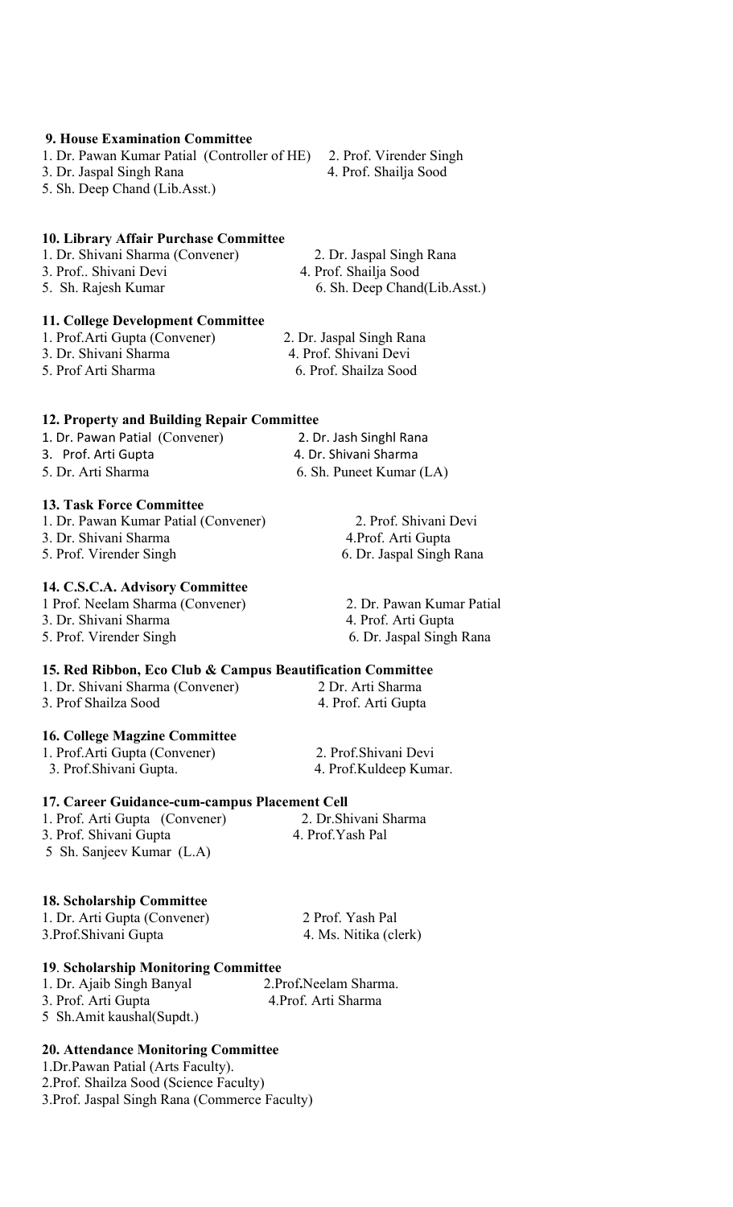**9. House Examination Committee**

1. Dr. Pawan Kumar Patial (Controller of HE)
2. Prof. Virender Singh
3. Dr. Jaspal Singh Rana
4. Prof. Shailja Sood
5. Sh. Deep Chand (Lib.Asst.)

**10. Library Affair Purchase Committee**

1. Dr. Shivani Sharma (Convener)
2. Dr. Jaspal Singh Rana
3. Prof.. Shivani Devi
4. Prof. Shailja Sood
5. Sh. Rajesh Kumar
6. Sh. Deep Chand(Lib.Asst.)

**11. College Development Committee**

1. Prof.Arti Gupta (Convener)
2. Dr. Jaspal Singh Rana
3. Dr. Shivani Sharma
4. Prof. Shivani Devi
5. Prof Arti Sharma
6. Prof. Shailza Sood

**12. Property and Building Repair Committee**

1. Dr. Pawan Patial (Convener)
2. Dr. Jash Singhl Rana
3. Prof. Arti Gupta
4. Dr. Shivani Sharma
5. Dr. Arti Sharma
6. Sh. Puneet Kumar (LA)

**13. Task Force Committee**

1. Dr. Pawan Kumar Patial (Convener)
2. Prof. Shivani Devi
3. Dr. Shivani Sharma
4. Prof. Arti Gupta
5. Prof. Virender Singh
6. Dr. Jaspal Singh Rana

**14. C.S.C.A. Advisory Committee**

1. Prof. Neelam Sharma (Convener)
2. Dr. Pawan Kumar Patial
3. Dr. Shivani Sharma
4. Prof. Arti Gupta
5. Prof. Virender Singh
6. Dr. Jaspal Singh Rana

**15. Red Ribbon, Eco Club & Campus Beautification Committee**

1. Dr. Shivani Sharma (Convener)
2. Dr. Arti Sharma
3. Prof Shailza Sood
4. Prof. Arti Gupta

**16. College Magzine Committee**

1. Prof.Arti Gupta (Convener)
2. Prof.Shivani Devi
3. Prof.Shivani Gupta.
4. Prof.Kuldeep Kumar.

**17. Career Guidance-cum-campus Placement Cell**

1. Prof. Arti Gupta (Convener)
2. Dr.Shivani Sharma
3. Prof. Shivani Gupta
4. Prof.Yash Pal
5. Sh. Sanjeev Kumar (L.A)

**18. Scholarship Committee**

1. Dr. Arti Gupta (Convener)
2. Prof. Yash Pal
3. Prof.Shivani Gupta
4. Ms. Nitika (clerk)

**19. Scholarship Monitoring Committee**

1. Dr. Ajaib Singh Banyal
2. Prof.Neelam Sharma.
3. Prof. Arti Gupta
4. Prof. Arti Sharma
5. Sh.Amit kaushal(Supdt.)

**20. Attendance Monitoring Committee**

1. Dr.Pawan Patial (Arts Faculty).
2. Prof. Shailza Sood (Science Faculty)
3. Prof. Jaspal Singh Rana (Commerce Faculty)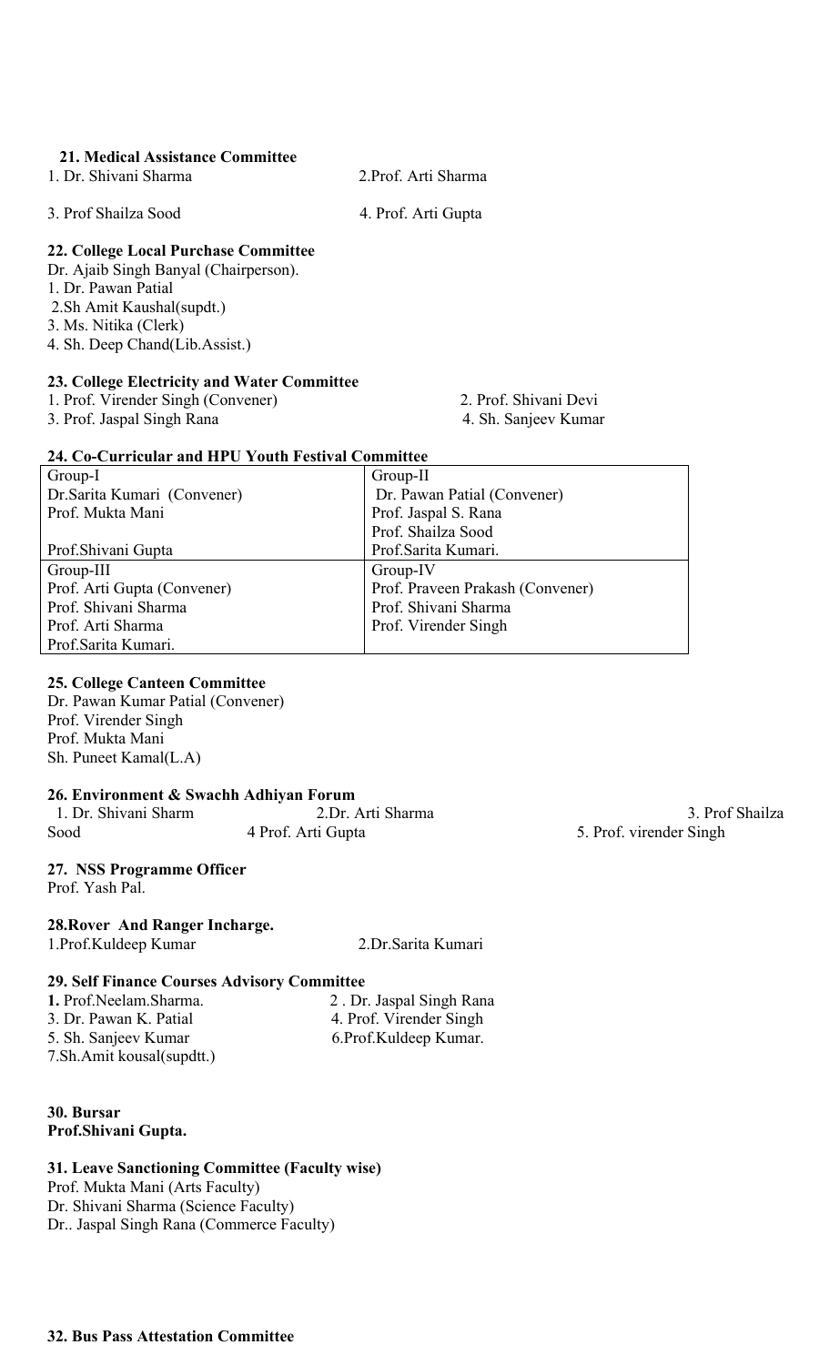**21. Medical Assistance Committee**

1. Dr. Shivani Sharma
2. Prof. Arti Sharma
3. Prof Shailza Sood
4. Prof. Arti Gupta

**22. College Local Purchase Committee**

Dr. Ajaib Singh Banyal (Chairperson).
1. Dr. Pawan Patial
2. Sh Amit Kaushal(supdt.)
3. Ms. Nitika (Clerk)
4. Sh. Deep Chand(Lib.Assist.)

**23. College Electricity and Water Committee**

1. Prof. Virender Singh (Convener)
2. Prof. Shivani Devi
3. Prof. Jaspal Singh Rana
4. Sh. Sanjeev Kumar

**24. Co-Curricular and HPU Youth Festival Committee**

| Group-I | Group-II |
|---|---|
| Dr.Sarita Kumari (Convener) | Dr. Pawan Patial (Convener) |
| Prof. Mukta Mani | Prof. Jaspal S. Rana |
| | Prof. Shailza Sood |
| Prof.Shivani Gupta | Prof.Sarita Kumari. |
| Group-III | Group-IV |
| Prof. Arti Gupta (Convener) | Prof. Praveen Prakash (Convener) |
| Prof. Shivani Sharma | Prof. Shivani Sharma |
| Prof. Arti Sharma | Prof. Virender Singh |
| Prof.Sarita Kumari. | |

**25. College Canteen Committee**

Dr. Pawan Kumar Patial (Convener)
Prof. Virender Singh
Prof. Mukta Mani
Sh. Puneet Kamal(L.A)

**26. Environment & Swachh Adhiyan Forum**

1. Dr. Shivani Sharm
2. Dr. Arti Sharma
3. Prof Shailza Sood
4. Prof. Arti Gupta
5. Prof. virender Singh

**27. NSS Programme Officer**

Prof. Yash Pal.

**28.Rover And Ranger Incharge.**

1. Prof.Kuldeep Kumar
2. Dr.Sarita Kumari

**29. Self Finance Courses Advisory Committee**

1. Prof.Neelam.Sharma.
2. Dr. Jaspal Singh Rana
3. Dr. Pawan K. Patial
4. Prof. Virender Singh
5. Sh. Sanjeev Kumar
6. Prof.Kuldeep Kumar.
7. Sh.Amit kousal(supdtt.)

**30. Bursar**
**Prof.Shivani Gupta.**

**31. Leave Sanctioning Committee (Faculty wise)**

Prof. Mukta Mani (Arts Faculty)
Dr. Shivani Sharma (Science Faculty)
Dr.. Jaspal Singh Rana (Commerce Faculty)

**32. Bus Pass Attestation Committee**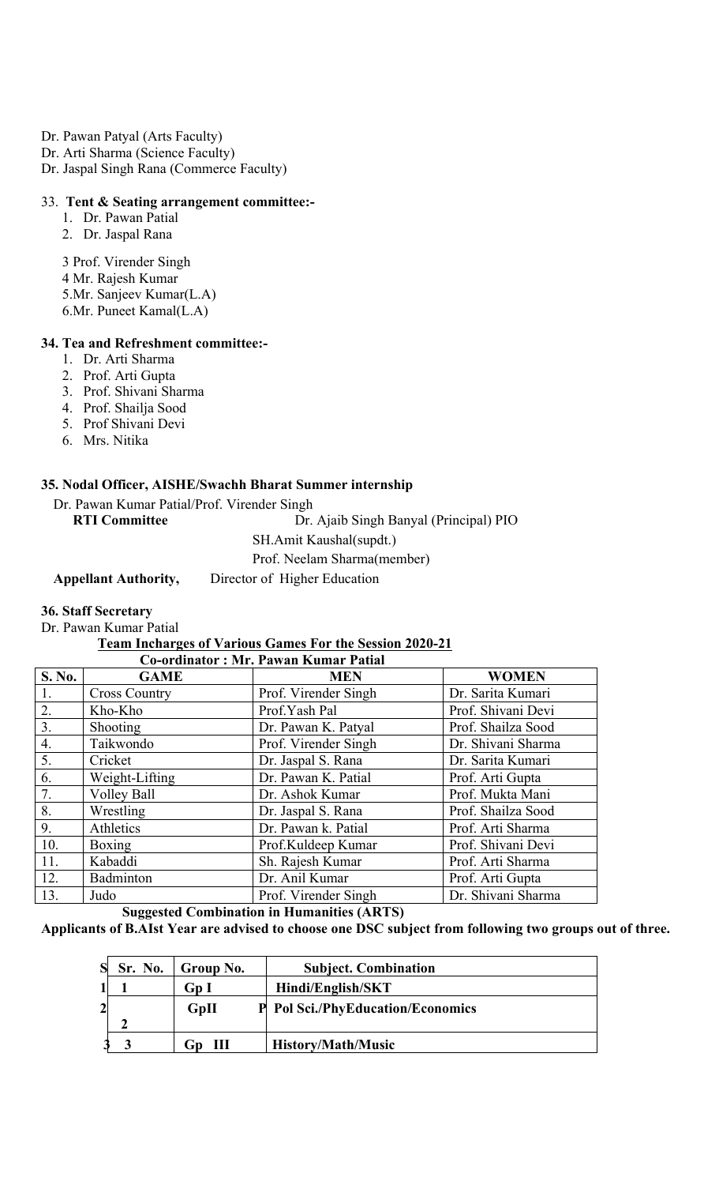Dr. Pawan Patyal (Arts Faculty)
Dr. Arti Sharma (Science Faculty)
Dr. Jaspal Singh Rana (Commerce Faculty)

33. **Tent & Seating arrangement committee:-**

1. Dr. Pawan Patial
2. Dr. Jaspal Rana

3 Prof. Virender Singh
4 Mr. Rajesh Kumar
5.Mr. Sanjeev Kumar(L.A)
6.Mr. Puneet Kamal(L.A)

**34. Tea and Refreshment committee:-**

1. Dr. Arti Sharma
2. Prof. Arti Gupta
3. Prof. Shivani Sharma
4. Prof. Shailja Sood
5. Prof Shivani Devi
6. Mrs. Nitika

**35. Nodal Officer, AISHE/Swachh Bharat Summer internship**

Dr. Pawan Kumar Patial/Prof. Virender Singh

**RTI Committee** Dr. Ajaib Singh Banyal (Principal) PIO
SH.Amit Kaushal(supdt.)
Prof. Neelam Sharma(member)

**Appellant Authority,** Director of Higher Education

**36. Staff Secretary**

Dr. Pawan Kumar Patial

**Team Incharges of Various Games For the Session 2020-21**

**Co-ordinator : Mr. Pawan Kumar Patial**

| S. No. | GAME | MEN | WOMEN |
|---|---|---|---|
| 1. | Cross Country | Prof. Virender Singh | Dr. Sarita Kumari |
| 2. | Kho-Kho | Prof.Yash Pal | Prof. Shivani Devi |
| 3. | Shooting | Dr. Pawan K. Patyal | Prof. Shailza Sood |
| 4. | Taikwondo | Prof. Virender Singh | Dr. Shivani Sharma |
| 5. | Cricket | Dr. Jaspal S. Rana | Dr. Sarita Kumari |
| 6. | Weight-Lifting | Dr. Pawan K. Patial | Prof. Arti Gupta |
| 7. | Volley Ball | Dr. Ashok Kumar | Prof. Mukta Mani |
| 8. | Wrestling | Dr. Jaspal S. Rana | Prof. Shailza Sood |
| 9. | Athletics | Dr. Pawan k. Patial | Prof. Arti Sharma |
| 10. | Boxing | Prof.Kuldeep Kumar | Prof. Shivani Devi |
| 11. | Kabaddi | Sh. Rajesh Kumar | Prof. Arti Sharma |
| 12. | Badminton | Dr. Anil Kumar | Prof. Arti Gupta |
| 13. | Judo | Prof. Virender Singh | Dr. Shivani Sharma |

**Suggested Combination in Humanities (ARTS)**

**Applicants of B.AIst Year are advised to choose one DSC subject from following two groups out of three.**

| S | Sr. No. | Group No. | Subject. Combination |
|---|---|---|---|
| 1 | 1 | Gp I | Hindi/English/SKT |
| 2 | 2 | GpII | P Pol Sci./PhyEducation/Economics |
| 3 | 3 | Gp III | History/Math/Music |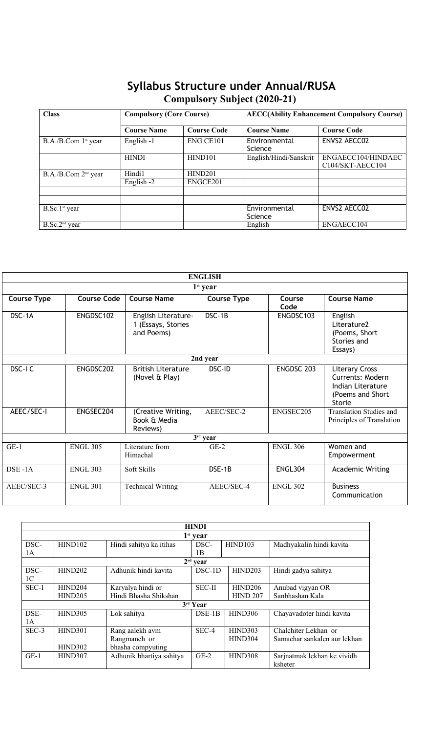# Syllabus Structure under Annual/RUSA

## Compulsory Subject (2020-21)

| Class | Compulsory (Core Course) | | AECC(Ability Enhancement Compulsory Course) | |
|---|---|---|---|---|
| | Course Name | Course Code | Course Name | Course Code |
| B.A./B.Com 1st year | English -1 | ENG CE101 | Environmental Science | ENVS2 AECC02 |
| | HINDI | HIND101 | English/Hindi/Sanskrit | ENGAECC104/HINDAEC C104/SKT-AECC104 |
| B.A./B.Com 2nd year | Hindi1 | HIND201 | | |
| | English -2 | ENGCE201 | | |
| | | | | |
| | | | | |
| B.Sc.1st year | | | Environmental Science | ENVS2 AECC02 |
| B.Sc.2nd year | | | English | ENGAECC104 |

| ENGLISH | | | | | |
|---|---|---|---|---|---|
| **1st year** | | | | | |
| **Course Type** | **Course Code** | **Course Name** | **Course Type** | **Course Code** | **Course Name** |
| DSC-1A | ENGDSC102 | English Literature-1 (Essays, Stories and Poems) | DSC-1B | ENGDSC103 | English Literature2 (Poems, Short Stories and Essays) |
| **2nd year** | | | | | |
| DSC-I C | ENGDSC202 | British Literature (Novel & Play) | DSC-ID | ENGDSC 203 | Literary Cross Currents: Modern Indian Literature (Poems and Short Storie |
| AEEC/SEC-I | ENGSEC204 | (Creative Writing, Book & Media Reviews) | AEEC/SEC-2 | ENGSEC205 | Translation Studies and Principles of Translation |
| **3rd year** | | | | | |
| GE-1 | ENGL 305 | Literature from Himachal | GE-2 | ENGL 306 | Women and Empowerment |
| DSE -1A | ENGL 303 | Soft Skills | DSE-1B | ENGL304 | Academic Writing |
| AEEC/SEC-3 | ENGL 301 | Technical Writing | AEEC/SEC-4 | ENGL 302 | Business Communication |

| HINDI | | | | | |
|---|---|---|---|---|---|
| **1st year** | | | | | |
| DSC-1A | HIND102 | Hindi sahitya ka itihas | DSC-1B | HIND103 | Madhyakalin hindi kavita |
| **2nd year** | | | | | |
| DSC-1C | HIND202 | Adhunik hindi kavita | DSC-1D | HIND203 | Hindi gadya sahitya |
| SEC-I | HIND204<br>HIND205 | Karyalya hindi or<br>Hindi Bhasha Shikshan | SEC-II | HIND206<br>HIND 207 | Anubad vigyan OR<br>Sanbhashan Kala |
| **3rd Year** | | | | | |
| DSE-1A | HIND305 | Lok sahitya | DSE-1B | HIND306 | Chayavadoter hindi kavita |
| SEC-3 | HIND301<br>HIND302 | Rang aalekh avm<br>Rangmanch or<br>bhasha compyuting | SEC-4 | HIND303<br>HIND304 | Chalchiter Lekhan or<br>Samachar sankalen aur lekhan |
| GE-1 | HIND307 | Adhunik bhartiya sahitya | GE-2 | HIND308 | Sarjnatmak lekhan ke vividh ksheter |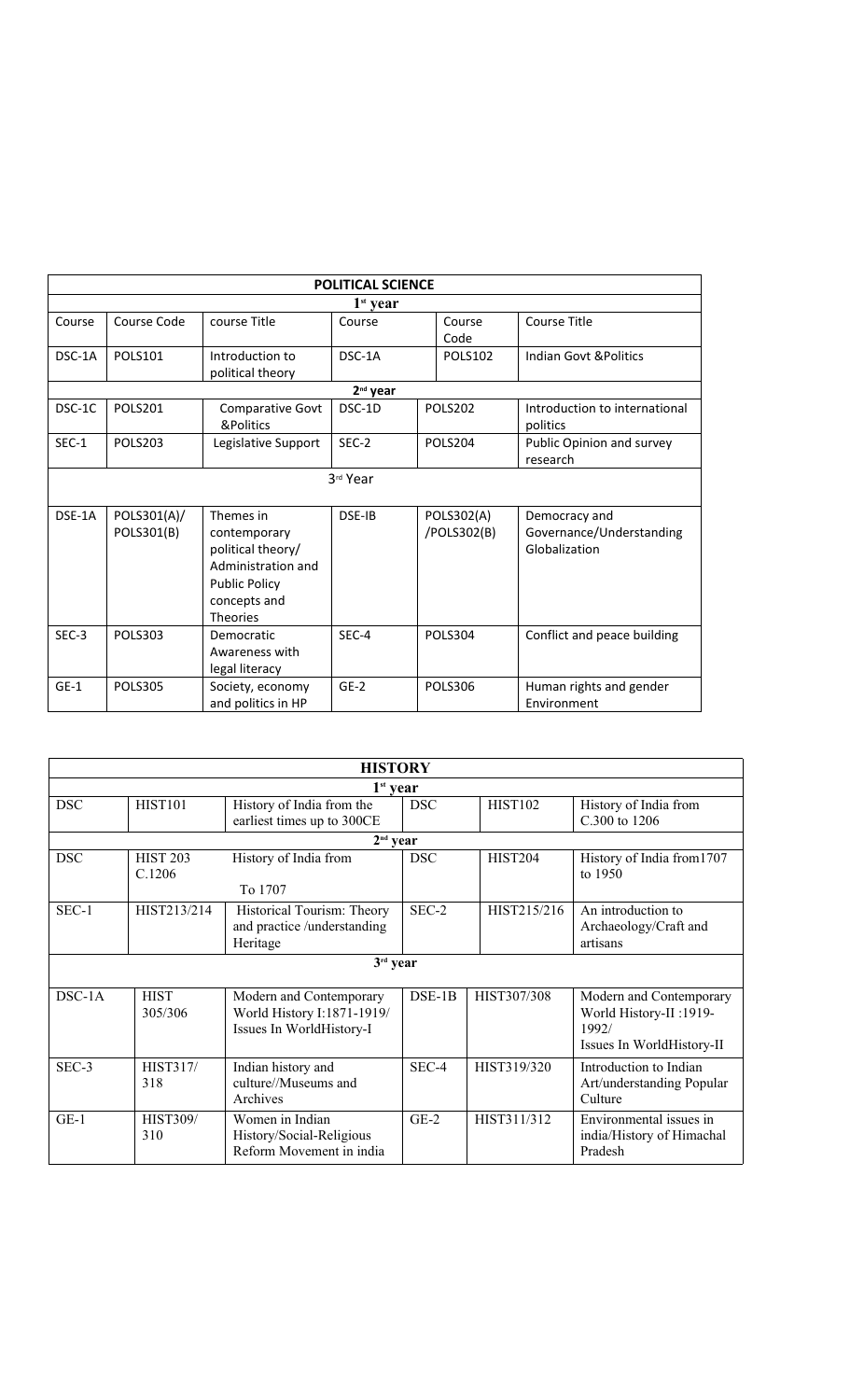| POLITICAL SCIENCE | | | | | |
|---|---|---|---|---|---|
| 1st year | | | | | |
| Course | Course Code | course Title | Course | Course Code | Course Title |
| DSC-1A | POLS101 | Introduction to political theory | DSC-1A | POLS102 | Indian Govt &Politics |
| 2nd year | | | | | |
| DSC-1C | POLS201 | Comparative Govt &Politics | DSC-1D | POLS202 | Introduction to international politics |
| SEC-1 | POLS203 | Legislative Support | SEC-2 | POLS204 | Public Opinion and survey research |
| 3rd Year | | | | | |
| DSE-1A | POLS301(A)/ POLS301(B) | Themes in contemporary political theory/ Administration and Public Policy concepts and Theories | DSE-IB | POLS302(A) /POLS302(B) | Democracy and Governance/Understanding Globalization |
| SEC-3 | POLS303 | Democratic Awareness with legal literacy | SEC-4 | POLS304 | Conflict and peace building |
| GE-1 | POLS305 | Society, economy and politics in HP | GE-2 | POLS306 | Human rights and gender Environment |

| HISTORY | | | | | |
|---|---|---|---|---|---|
| 1st year | | | | | |
| DSC | HIST101 | History of India from the earliest times up to 300CE | DSC | HIST102 | History of India from C.300 to 1206 |
| 2nd year | | | | | |
| DSC | HIST 203 C.1206 | History of India from To 1707 | DSC | HIST204 | History of India from1707 to 1950 |
| SEC-1 | HIST213/214 | Historical Tourism: Theory and practice /understanding Heritage | SEC-2 | HIST215/216 | An introduction to Archaeology/Craft and artisans |
| 3rd year | | | | | |
| DSC-1A | HIST 305/306 | Modern and Contemporary World History I:1871-1919/ Issues In WorldHistory-I | DSE-1B | HIST307/308 | Modern and Contemporary World History-II :1919-1992/ Issues In WorldHistory-II |
| SEC-3 | HIST317/ 318 | Indian history and culture//Museums and Archives | SEC-4 | HIST319/320 | Introduction to Indian Art/understanding Popular Culture |
| GE-1 | HIST309/ 310 | Women in Indian History/Social-Religious Reform Movement in india | GE-2 | HIST311/312 | Environmental issues in india/History of Himachal Pradesh |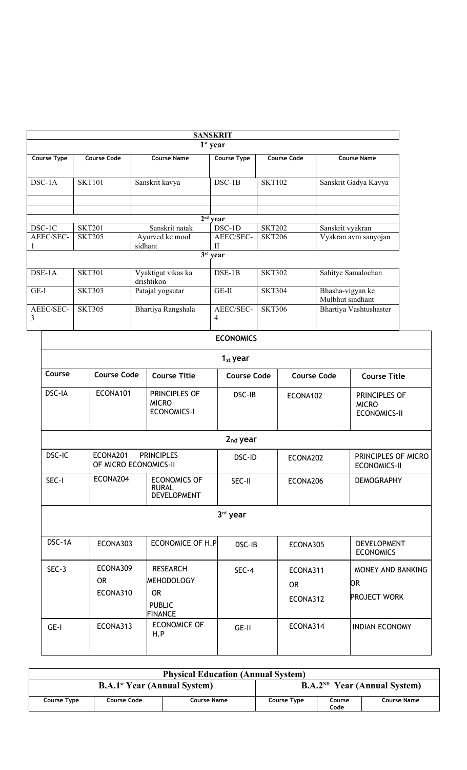| SANSKRIT | | | | | |
|---|---|---|---|---|---|
| 1st year | | | | | |
| Course Type | Course Code | Course Name | Course Type | Course Code | Course Name |
| DSC-1A | SKT101 | Sanskrit kavya | DSC-1B | SKT102 | Sanskrit Gadya Kavya |
| | | | | | |
| | | | | | |
| 2nd year | | | | | |
| DSC-1C | SKT201 | Sanskrit natak | DSC-1D | SKT202 | Sanskrit vyakran |
| AEEC/SEC-1 | SKT205 | Ayurved ke mool sidhant | AEEC/SEC-II | SKT206 | Vyakran avm sanyojan |
| 3rd year | | | | | |
| DSE-1A | SKT301 | Vyaktigat vikas ka drishtikon | DSE-1B | SKT302 | Sahitye Samalochan |
| GE-I | SKT303 | Patajal yogsutar | GE-II | SKT304 | Bhasha-vigyan ke Mulbhut sindhant |
| AEEC/SEC-3 | SKT305 | Bhartiya Rangshala | AEEC/SEC-4 | SKT306 | Bhartiya Vashtushaster |

| ECONOMICS | | | | | |
|---|---|---|---|---|---|
| 1st year | | | | | |
| Course | Course Code | Course Title | Course Code | Course Code | Course Title |
| DSC-IA | ECONA101 | PRINCIPLES OF MICRO ECONOMICS-I | DSC-IB | ECONA102 | PRINCIPLES OF MICRO ECONOMICS-II |
| 2nd year | | | | | |
| DSC-IC | ECONA201 | PRINCIPLES OF MICRO ECONOMICS-II | DSC-ID | ECONA202 | PRINCIPLES OF MICRO ECONOMICS-II |
| SEC-I | ECONA204 | ECONOMICS OF RURAL DEVELOPMENT | SEC-II | ECONA206 | DEMOGRAPHY |
| 3rd year | | | | | |
| DSC-1A | ECONA303 | ECONOMICE OF H.P | DSC-IB | ECONA305 | DEVELOPMENT ECONOMICS |
| SEC-3 | ECONA309 OR ECONA310 | RESEARCH MEHODOLOGY OR PUBLIC FINANCE | SEC-4 | ECONA311 OR ECONA312 | MONEY AND BANKING OR PROJECT WORK |
| GE-I | ECONA313 | ECONOMICE OF H.P | GE-II | ECONA314 | INDIAN ECONOMY |

| Physical Education (Annual System) | | | | | |
|---|---|---|---|---|---|
| B.A.1st Year (Annual System) | | | B.A.2ND Year (Annual System) | | |
| Course Type | Course Code | Course Name | Course Type | Course Code | Course Name |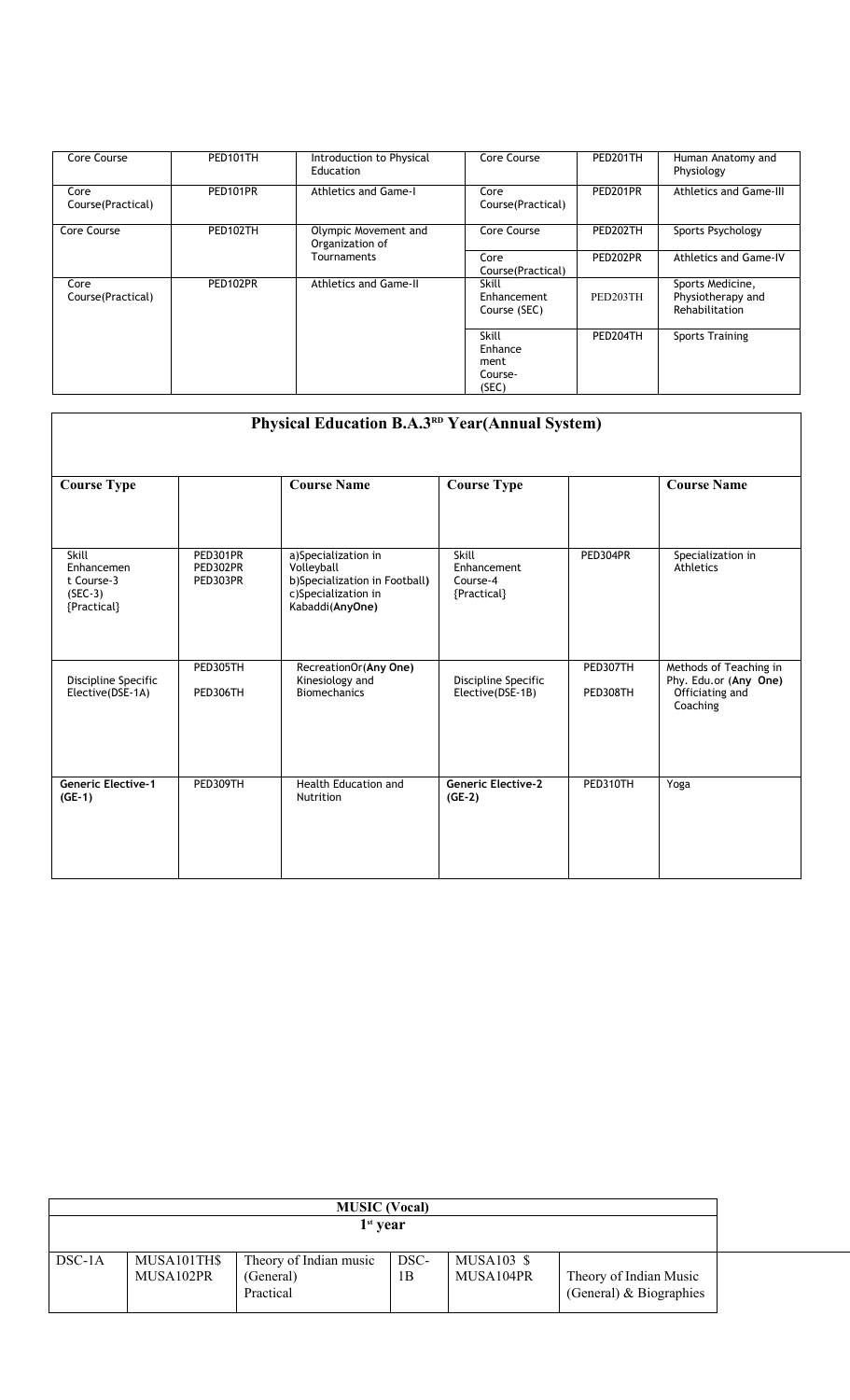| Core Course | PED101TH | Introduction to Physical Education | Core Course | PED201TH | Human Anatomy and Physiology |
|---|---|---|---|---|---|
| Core Course(Practical) | PED101PR | Athletics and Game-I | Core Course(Practical) | PED201PR | Athletics and Game-III |
| Core Course | PED102TH | Olympic Movement and Organization of Tournaments | Core Course | PED202TH | Sports Psychology |
| | | | Core Course(Practical) | PED202PR | Athletics and Game-IV |
| Core Course(Practical) | PED102PR | Athletics and Game-II | Skill Enhancement Course (SEC) | PED203TH | Sports Medicine, Physiotherapy and Rehabilitation |
| | | | Skill Enhance ment Course-(SEC) | PED204TH | Sports Training |

| Physical Education B.A.3[RD] Year(Annual System) | | | | | |
|---|---|---|---|---|---|
| **Course Type** | | **Course Name** | **Course Type** | | **Course Name** |
| Skill Enhancement Course-3 (SEC-3) {Practical} | PED301PR PED302PR PED303PR | a)Specialization in Volleyball b)Specialization in Football) c)Specialization in Kabaddi(**AnyOne**) | Skill Enhancement Course-4 {Practical} | PED304PR | Specialization in Athletics |
| Discipline Specific Elective(DSE-1A) | PED305TH PED306TH | RecreationOr(**Any One**) Kinesiology and Biomechanics | Discipline Specific Elective(DSE-1B) | PED307TH PED308TH | Methods of Teaching in Phy. Edu.or (**Any One**) Officiating and Coaching |
| **Generic Elective-1 (GE-1)** | PED309TH | Health Education and Nutrition | **Generic Elective-2 (GE-2)** | PED310TH | Yoga |

| MUSIC (Vocal) | | | | | |
|---|---|---|---|---|---|
| 1[st] year | | | | | |
| DSC-1A | MUSA101TH$ MUSA102PR | Theory of Indian music (General) Practical | DSC-1B | MUSA103 $ MUSA104PR | Theory of Indian Music (General) & Biographies |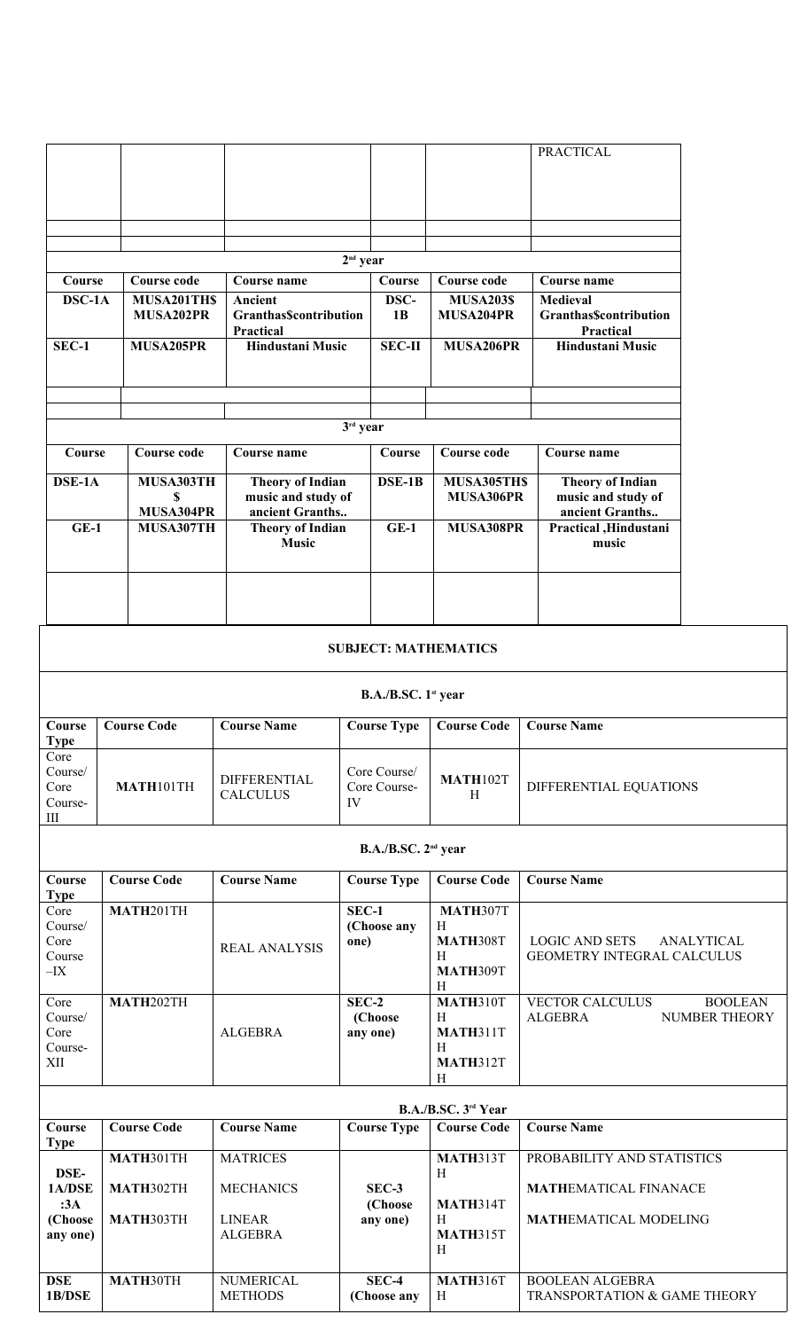| | | | | | PRACTICAL |
|---|---|---|---|---|---|
| | | | | | |
| | | | | | |
| 2nd year | | | | | |
| **Course** | **Course code** | **Course name** | **Course** | **Course code** | **Course name** |
| **DSC-1A** | **MUSA201TH$ MUSA202PR** | **Ancient Granthas$contribution Practical** | **DSC-1B** | **MUSA203$ MUSA204PR** | **Medieval Granthas$contribution Practical** |
| **SEC-1** | **MUSA205PR** | **Hindustani Music** | **SEC-II** | **MUSA206PR** | **Hindustani Music** |
| | | | | | |
| | | | | | |
| 3rd year | | | | | |
| **Course** | **Course code** | **Course name** | **Course** | **Course code** | **Course name** |
| **DSE-1A** | **MUSA303TH $ MUSA304PR** | **Theory of Indian music and study of ancient Granths..** | **DSE-1B** | **MUSA305TH$ MUSA306PR** | **Theory of Indian music and study of ancient Granths..** |
| **GE-1** | **MUSA307TH** | **Theory of Indian Music** | **GE-1** | **MUSA308PR** | **Practical ,Hindustani music** |
| | | | | | |

## SUBJECT: MATHEMATICS

### B.A./B.SC. 1st year

| Course Type | Course Code | Course Name | Course Type | Course Code | Course Name |
|---|---|---|---|---|---|
| Core Course/ Core Course-III | **MATH**101TH | DIFFERENTIAL CALCULUS | Core Course/ Core Course-IV | **MATH**102TH | DIFFERENTIAL EQUATIONS |

### B.A./B.SC. 2nd year

| Course Type | Course Code | Course Name | Course Type | Course Code | Course Name |
|---|---|---|---|---|---|
| Core Course/ Core Course –IX | **MATH**201TH | REAL ANALYSIS | **SEC-1 (Choose any one)** | **MATH**307TH **MATH**308TH **MATH**309TH | LOGIC AND SETS ANALYTICAL GEOMETRY INTEGRAL CALCULUS |
| Core Course/ Core Course-XII | **MATH**202TH | ALGEBRA | **SEC-2 (Choose any one)** | **MATH**310TH **MATH**311TH **MATH**312TH | VECTOR CALCULUS BOOLEAN ALGEBRA NUMBER THEORY |

### B.A./B.SC. 3rd Year

| Course Type | Course Code | Course Name | Course Type | Course Code | Course Name |
|---|---|---|---|---|---|
| **DSE-1A/DSE :3A (Choose any one)** | **MATH**301TH **MATH**302TH **MATH**303TH | MATRICES MECHANICS LINEAR ALGEBRA | **SEC-3 (Choose any one)** | **MATH**313TH **MATH**314TH **MATH**315TH | PROBABILITY AND STATISTICS **MATH**EMATICAL FINANACE **MATH**EMATICAL MODELING |
| **DSE 1B/DSE** | **MATH**30TH | NUMERICAL METHODS | **SEC-4 (Choose any** | **MATH**316TH | BOOLEAN ALGEBRA TRANSPORTATION & GAME THEORY |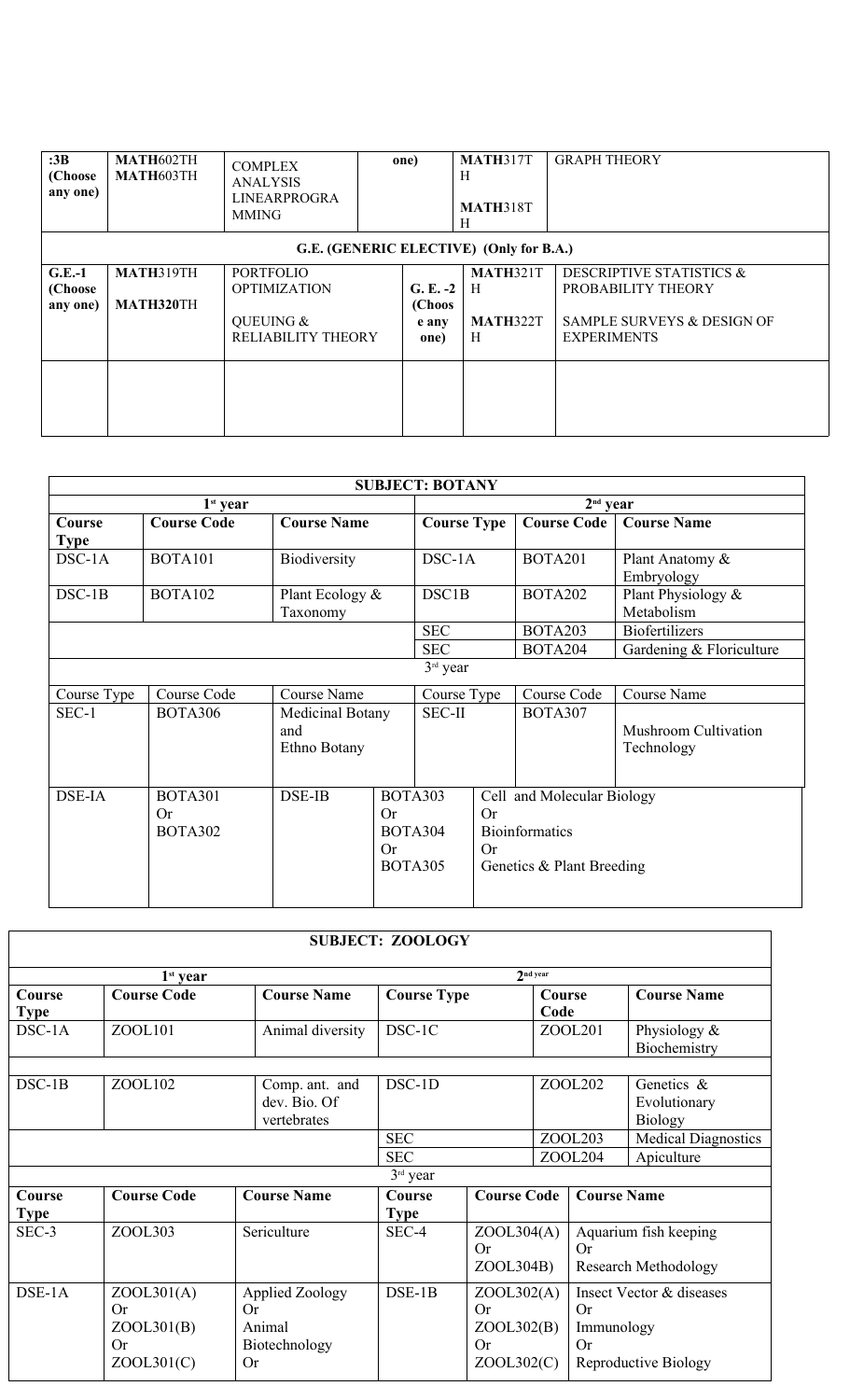| :3B (Choose any one) | MATH602TH<br>MATH603TH | COMPLEX ANALYSIS<br>LINEARPROGRAMMING | one) | MATH317TH<br><br>MATH318TH | GRAPH THEORY |
|---|---|---|---|---|---|
| **G.E. (GENERIC ELECTIVE) (Only for B.A.)** | | | | | |
| G.E.-1 (Choose any one) | MATH319TH<br><br>MATH320TH | PORTFOLIO OPTIMIZATION<br><br>QUEUING & RELIABILITY THEORY | G. E. -2 (Choose any one) | MATH321TH<br><br>MATH322TH | DESCRIPTIVE STATISTICS & PROBABILITY THEORY<br><br>SAMPLE SURVEYS & DESIGN OF EXPERIMENTS |
| | | | | | |

| **SUBJECT: BOTANY** | | | | | |
|---|---|---|---|---|---|
| **1st year** | | | **2nd year** | | |
| **Course Type** | **Course Code** | **Course Name** | **Course Type** | **Course Code** | **Course Name** |
| DSC-1A | BOTA101 | Biodiversity | DSC-1A | BOTA201 | Plant Anatomy & Embryology |
| DSC-1B | BOTA102 | Plant Ecology & Taxonomy | DSC1B | BOTA202 | Plant Physiology & Metabolism |
| | | | SEC | BOTA203 | Biofertilizers |
| | | | SEC | BOTA204 | Gardening & Floriculture |
| 3rd year | | | | | |
| Course Type | Course Code | Course Name | Course Type | Course Code | Course Name |
| SEC-1 | BOTA306 | Medicinal Botany and Ethno Botany | SEC-II | BOTA307 | Mushroom Cultivation Technology |
| DSE-IA | BOTA301<br>Or<br>BOTA302 | DSE-IB | BOTA303<br>Or<br>BOTA304<br>Or<br>BOTA305 | Cell and Molecular Biology<br>Or<br>Bioinformatics<br>Or<br>Genetics & Plant Breeding | |

| **SUBJECT: ZOOLOGY** | | | | | |
|---|---|---|---|---|---|
| **1st year** | | | **2nd year** | | |
| **Course Type** | **Course Code** | **Course Name** | **Course Type** | **Course Code** | **Course Name** |
| DSC-1A | ZOOL101 | Animal diversity | DSC-1C | ZOOL201 | Physiology & Biochemistry |
| | | | | | |
| DSC-1B | ZOOL102 | Comp. ant. and dev. Bio. Of vertebrates | DSC-1D | ZOOL202 | Genetics & Evolutionary Biology |
| | | | SEC | ZOOL203 | Medical Diagnostics |
| | | | SEC | ZOOL204 | Apiculture |
| 3rd year | | | | | |
| **Course Type** | **Course Code** | **Course Name** | **Course Type** | **Course Code** | **Course Name** |
| SEC-3 | ZOOL303 | Sericulture | SEC-4 | ZOOL304(A)<br>Or<br>ZOOL304B) | Aquarium fish keeping<br>Or<br>Research Methodology |
| DSE-1A | ZOOL301(A)<br>Or<br>ZOOL301(B)<br>Or<br>ZOOL301(C) | Applied Zoology<br>Or<br>Animal Biotechnology<br>Or | DSE-1B | ZOOL302(A)<br>Or<br>ZOOL302(B)<br>Or<br>ZOOL302(C) | Insect Vector & diseases<br>Or<br>Immunology<br>Or<br>Reproductive Biology |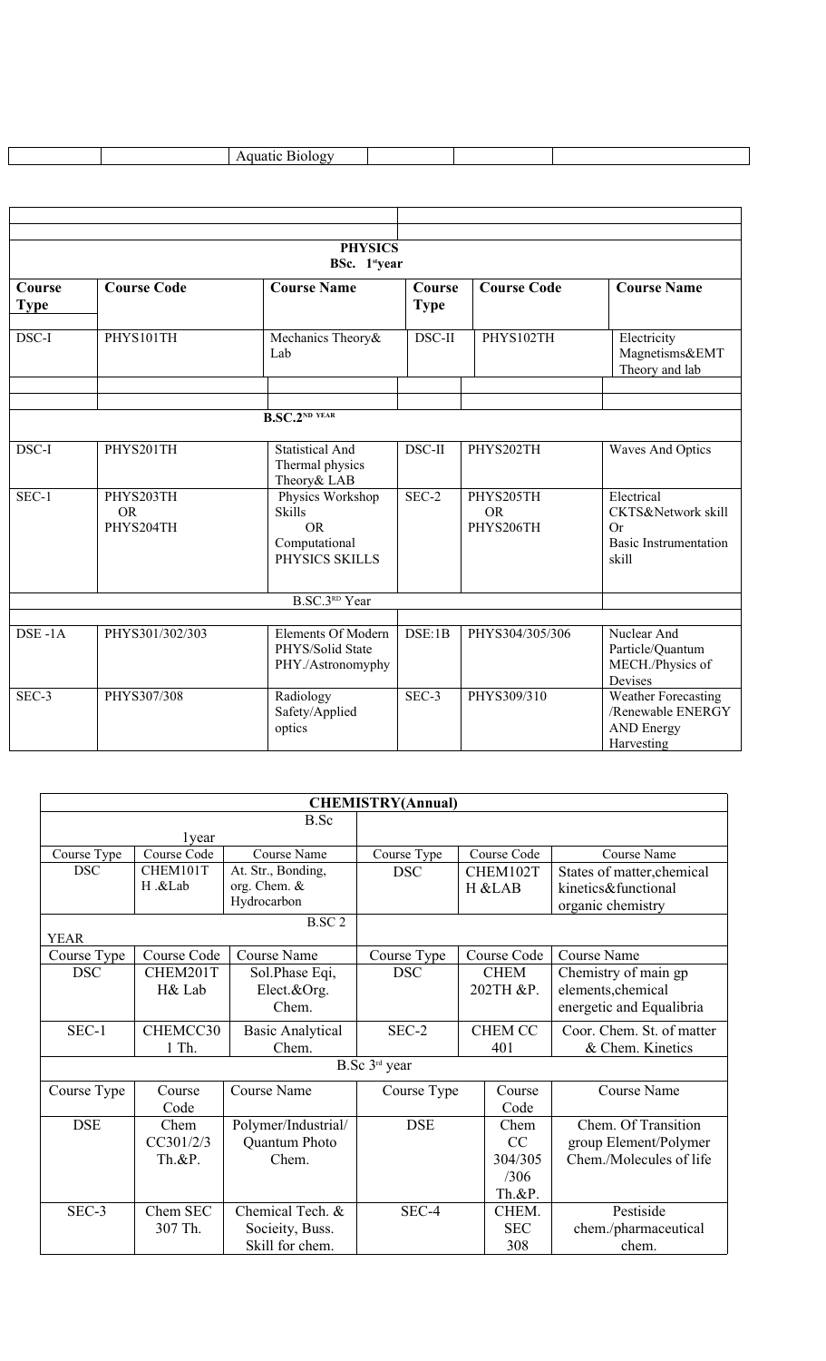|  |  | Aquatic Biology |  |  |  |
|---|---|---|---|---|---|

| **PHYSICS** | | | | | |
|---|---|---|---|---|---|
| **BSc. 1st year** | | | | | |
| **Course Type** | **Course Code** | **Course Name** | **Course Type** | **Course Code** | **Course Name** |
| DSC-I | PHYS101TH | Mechanics Theory& Lab | DSC-II | PHYS102TH | Electricity Magnetisms&EMT Theory and lab |
|  |  |  |  |  |  |
| **B.SC.2ND YEAR** | | | | | |
| DSC-I | PHYS201TH | Statistical And Thermal physics Theory& LAB | DSC-II | PHYS202TH | Waves And Optics |
| SEC-1 | PHYS203TH OR PHYS204TH | Physics Workshop Skills OR Computational PHYSICS SKILLS | SEC-2 | PHYS205TH OR PHYS206TH | Electrical CKTS&Network skill Or Basic Instrumentation skill |
| B.SC.3RD Year | | | | | |
| DSE -1A | PHYS301/302/303 | Elements Of Modern PHYS/Solid State PHY./Astronomyphy | DSE:1B | PHYS304/305/306 | Nuclear And Particle/Quantum MECH./Physics of Devises |
| SEC-3 | PHYS307/308 | Radiology Safety/Applied optics | SEC-3 | PHYS309/310 | Weather Forecasting /Renewable ENERGY AND Energy Harvesting |

| **CHEMISTRY(Annual)** | | | | | |
|---|---|---|---|---|---|
| B.Sc 1year | | | | | |
| Course Type | Course Code | Course Name | Course Type | Course Code | Course Name |
| DSC | CHEM101T H .&Lab | At. Str., Bonding, org. Chem. & Hydrocarbon | DSC | CHEM102T H &LAB | States of matter,chemical kinetics&functional organic chemistry |
| B.SC 2 YEAR | | | | | |
| Course Type | Course Code | Course Name | Course Type | Course Code | Course Name |
| DSC | CHEM201T H& Lab | Sol.Phase Eqi, Elect.&Org. Chem. | DSC | CHEM 202TH &P. | Chemistry of main gp elements,chemical energetic and Equalibria |
| SEC-1 | CHEMCC30 1 Th. | Basic Analytical Chem. | SEC-2 | CHEM CC 401 | Coor. Chem. St. of matter & Chem. Kinetics |
| B.Sc 3rd year | | | | | |
| Course Type | Course Code | Course Name | Course Type | Course Code | Course Name |
| DSE | Chem CC301/2/3 Th.&P. | Polymer/Industrial/ Quantum Photo Chem. | DSE | Chem CC 304/305 /306 Th.&P. | Chem. Of Transition group Element/Polymer Chem./Molecules of life |
| SEC-3 | Chem SEC 307 Th. | Chemical Tech. & Socieity, Buss. Skill for chem. | SEC-4 | CHEM. SEC 308 | Pestiside chem./pharmaceutical chem. |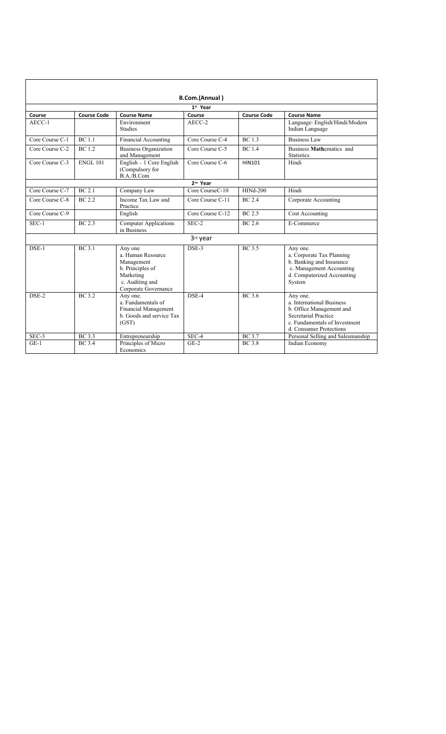| B.Com.(Annual) | | | | | |
|---|---|---|---|---|---|
| 1st Year | | | | | |
| **Course** | **Course Code** | **Course Name** | **Course** | **Course Code** | **Course Name** |
| AECC-1 | | Environment Studies | AECC-2 | | Language: English/Hindi/Modern Indian Language |
| Core Course C-1 | BC 1.1 | Financial Accounting | Core Course C-4 | BC 1.3 | Business Law |
| Core Course C-2 | BC 1.2 | Business Organization and Management | Core Course C-5 | BC 1.4 | Business **Math**ematics and Statistics |
| Core Course C-3 | ENGL 101 | English – 1 Core English (Compulsory for B.A./B.Com | Core Course C-6 | HIN101 | Hindi |
| 2nd Year | | | | | |
| Core Course C-7 | BC 2.1 | Company Law | Core CourseC-10 | HINd-200 | Hindi |
| Core Course C-8 | BC 2.2 | Income Tax Law and Practice | Core Course C-11 | BC 2.4 | Corporate Accounting |
| Core Course C-9 | | English | Core Course C-12 | BC 2.5 | Cost Accounting |
| SEC-1 | BC 2.3 | Computer Applications in Business | SEC-2 | BC 2.6 | E-Commerce |
| 3rd year | | | | | |
| DSE-1 | BC 3.1 | Any one<br>a. Human Resource Management<br>b. Principles of Marketing<br>c. Auditing and Corporate Governance | DSE-3 | BC 3.5 | Any one.<br>a. Corporate Tax Planning<br>b. Banking and Insurance<br>c. Management Accounting<br>d. Computerized Accounting System |
| DSE-2 | BC 3.2 | Any one.<br>a. Fundamentals of Financial Management<br>b. Goods and service Tax (GST) | DSE-4 | BC 3.6 | Any one.<br>a. International Business<br>b. Office Management and Secretarial Practice<br>c. Fundamentals of Investment<br>d. Consumer Protections |
| SEC-3 | BC 3.3 | Entrepreneurship | SEC-4 | BC 3.7 | Personal Selling and Salesmanship |
| GE-1 | BC 3.4 | Principles of Micro Economics | GE-2 | BC 3.8 | Indian Economy |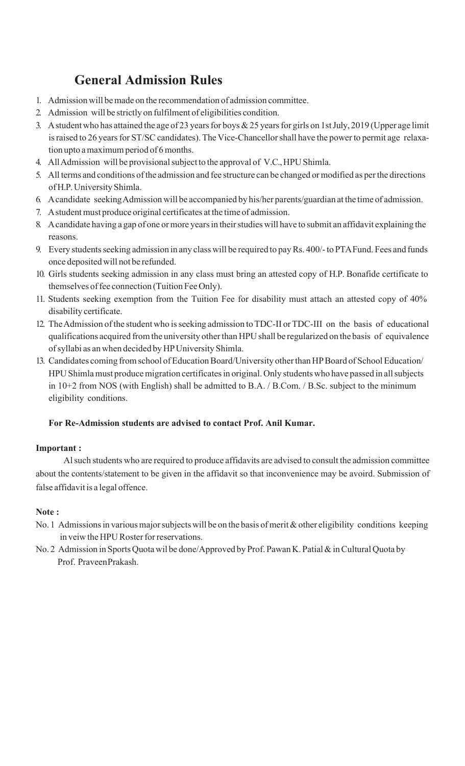# General Admission Rules

1. Admission will be made on the recommendation of admission committee.
2. Admission will be strictly on fulfilment of eligibilities condition.
3. A student who has attained the age of 23 years for boys & 25 years for girls on 1st July, 2019 (Upper age limit is raised to 26 years for ST/SC candidates). The Vice-Chancellor shall have the power to permit age relaxation upto a maximum period of 6 months.
4. All Admission will be provisional subject to the approval of V.C., HPU Shimla.
5. All terms and conditions of the admission and fee structure can be changed or modified as per the directions of H.P. University Shimla.
6. A candidate seeking Admission will be accompanied by his/her parents/guardian at the time of admission.
7. A student must produce original certificates at the time of admission.
8. A candidate having a gap of one or more years in their studies will have to submit an affidavit explaining the reasons.
9. Every students seeking admission in any class will be required to pay Rs. 400/- to PTA Fund. Fees and funds once deposited will not be refunded.
10. Girls students seeking admission in any class must bring an attested copy of H.P. Bonafide certificate to themselves of fee connection (Tuition Fee Only).
11. Students seeking exemption from the Tuition Fee for disability must attach an attested copy of 40% disability certificate.
12. The Admission of the student who is seeking admission to TDC-II or TDC-III on the basis of educational qualifications acquired from the university other than HPU shall be regularized on the basis of equivalence of syllabi as an when decided by HP University Shimla.
13. Candidates coming from school of Education Board/University other than HP Board of School Education/ HPU Shimla must produce migration certificates in original. Only students who have passed in all subjects in 10+2 from NOS (with English) shall be admitted to B.A. / B.Com. / B.Sc. subject to the minimum eligibility conditions.

**For Re-Admission students are advised to contact Prof. Anil Kumar.**

**Important :**

Al such students who are required to produce affidavits are advised to consult the admission committee about the contents/statement to be given in the affidavit so that inconvenience may be avoird. Submission of false affidavit is a legal offence.

**Note :**

No. 1 Admissions in various major subjects will be on the basis of merit & other eligibility conditions keeping in veiw the HPU Roster for reservations.

No. 2 Admission in Sports Quota wil be done/Approved by Prof. Pawan K. Patial & in Cultural Quota by Prof. PraveenPrakash.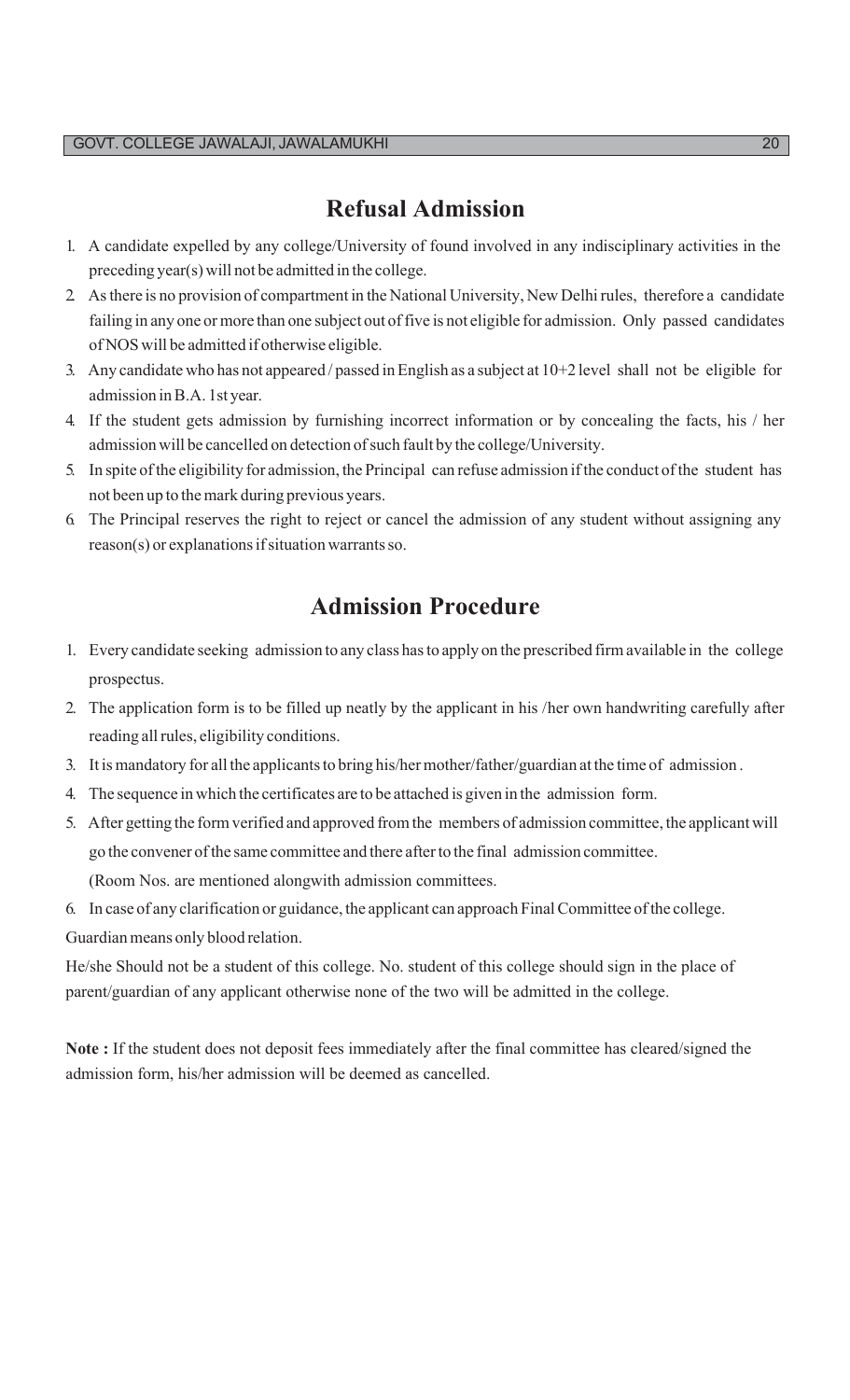## Refusal Admission

1. A candidate expelled by any college/University of found involved in any indisciplinary activities in the preceding year(s) will not be admitted in the college.
2. As there is no provision of compartment in the National University, New Delhi rules, therefore a candidate failing in any one or more than one subject out of five is not eligible for admission. Only passed candidates of NOS will be admitted if otherwise eligible.
3. Any candidate who has not appeared / passed in English as a subject at 10+2 level shall not be eligible for admission in B.A. 1st year.
4. If the student gets admission by furnishing incorrect information or by concealing the facts, his / her admission will be cancelled on detection of such fault by the college/University.
5. In spite of the eligibility for admission, the Principal can refuse admission if the conduct of the student has not been up to the mark during previous years.
6. The Principal reserves the right to reject or cancel the admission of any student without assigning any reason(s) or explanations if situation warrants so.

## Admission Procedure

1. Every candidate seeking admission to any class has to apply on the prescribed firm available in the college prospectus.
2. The application form is to be filled up neatly by the applicant in his /her own handwriting carefully after reading all rules, eligibility conditions.
3. It is mandatory for all the applicants to bring his/her mother/father/guardian at the time of admission .
4. The sequence in which the certificates are to be attached is given in the admission form.
5. After getting the form verified and approved from the members of admission committee, the applicant will go the convener of the same committee and there after to the final admission committee. (Room Nos. are mentioned alongwith admission committees.
6. In case of any clarification or guidance, the applicant can approach Final Committee of the college.

Guardian means only blood relation.

He/she Should not be a student of this college. No. student of this college should sign in the place of parent/guardian of any applicant otherwise none of the two will be admitted in the college.

**Note :** If the student does not deposit fees immediately after the final committee has cleared/signed the admission form, his/her admission will be deemed as cancelled.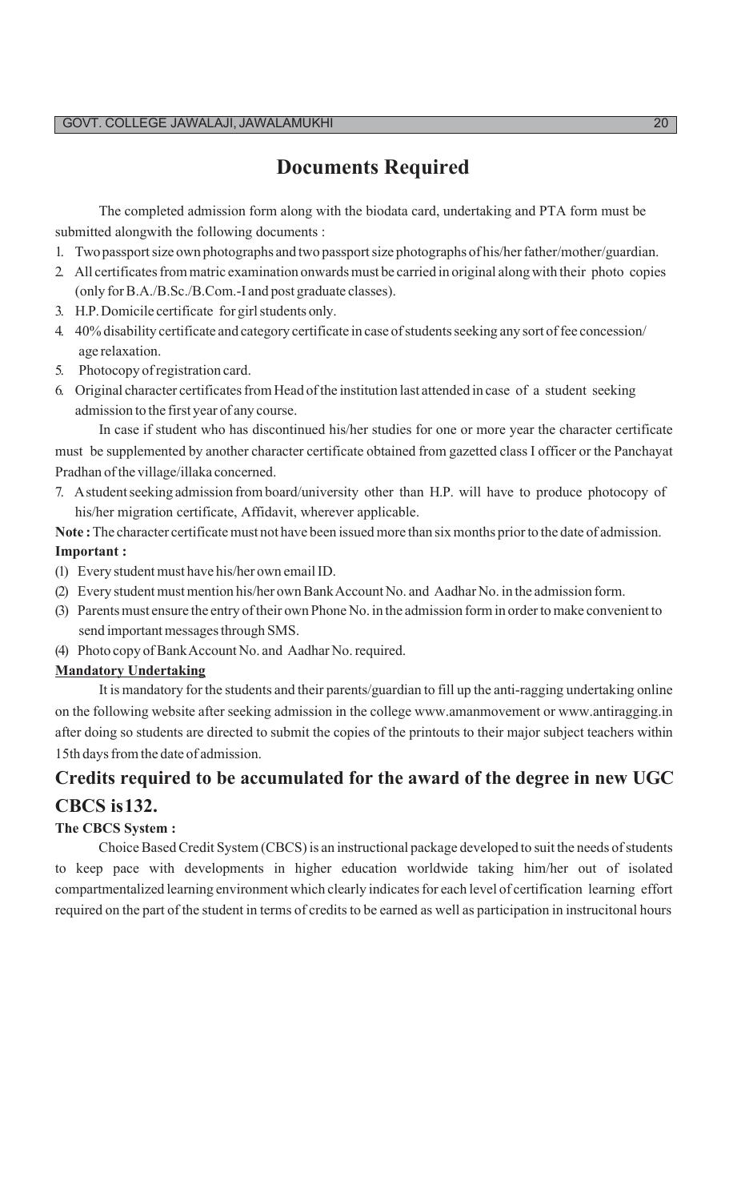# Documents Required

The completed admission form along with the biodata card, undertaking and PTA form must be submitted alongwith the following documents :

1. Two passport size own photographs and two passport size photographs of his/her father/mother/guardian.
2. All certificates from matric examination onwards must be carried in original along with their photo copies (only for B.A./B.Sc./B.Com.-I and post graduate classes).
3. H.P. Domicile certificate for girl students only.
4. 40% disability certificate and category certificate in case of students seeking any sort of fee concession/ age relaxation.
5. Photocopy of registration card.
6. Original character certificates from Head of the institution last attended in case of a student seeking admission to the first year of any course.

   In case if student who has discontinued his/her studies for one or more year the character certificate must be supplemented by another character certificate obtained from gazetted class I officer or the Panchayat Pradhan of the village/illaka concerned.
7. A student seeking admission from board/university other than H.P. will have to produce photocopy of his/her migration certificate, Affidavit, wherever applicable.

**Note :** The character certificate must not have been issued more than six months prior to the date of admission.

**Important :**

(1) Every student must have his/her own email ID.

(2) Every student must mention his/her own Bank Account No. and Aadhar No. in the admission form.

(3) Parents must ensure the entry of their own Phone No. in the admission form in order to make convenient to send important messages through SMS.

(4) Photo copy of Bank Account No. and Aadhar No. required.

**Mandatory Undertaking**

It is mandatory for the students and their parents/guardian to fill up the anti-ragging undertaking online on the following website after seeking admission in the college www.amanmovement or www.antiragging.in after doing so students are directed to submit the copies of the printouts to their major subject teachers within 15th days from the date of admission.

## Credits required to be accumulated for the award of the degree in new UGC CBCS is132.

**The CBCS System :**

Choice Based Credit System (CBCS) is an instructional package developed to suit the needs of students to keep pace with developments in higher education worldwide taking him/her out of isolated compartmentalized learning environment which clearly indicates for each level of certification learning effort required on the part of the student in terms of credits to be earned as well as participation in instrucitonal hours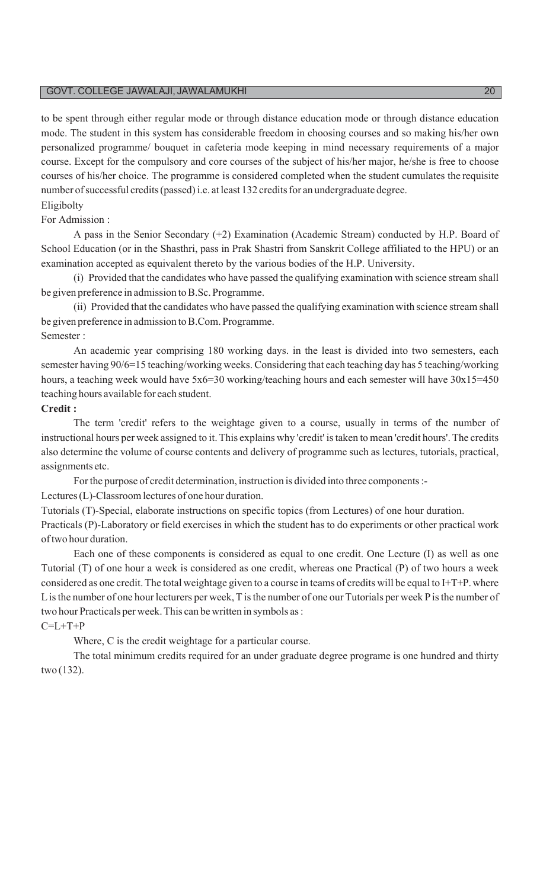to be spent through either regular mode or through distance education mode or through distance education mode. The student in this system has considerable freedom in choosing courses and so making his/her own personalized programme/ bouquet in cafeteria mode keeping in mind necessary requirements of a major course. Except for the compulsory and core courses of the subject of his/her major, he/she is free to choose courses of his/her choice. The programme is considered completed when the student cumulates the requisite number of successful credits (passed) i.e. at least 132 credits for an undergraduate degree.

Eligibolty

For Admission :

A pass in the Senior Secondary (+2) Examination (Academic Stream) conducted by H.P. Board of School Education (or in the Shasthri, pass in Prak Shastri from Sanskrit College affiliated to the HPU) or an examination accepted as equivalent thereto by the various bodies of the H.P. University.

(i) Provided that the candidates who have passed the qualifying examination with science stream shall be given preference in admission to B.Sc. Programme.

(ii) Provided that the candidates who have passed the qualifying examination with science stream shall be given preference in admission to B.Com. Programme.

Semester :

An academic year comprising 180 working days. in the least is divided into two semesters, each semester having 90/6=15 teaching/working weeks. Considering that each teaching day has 5 teaching/working hours, a teaching week would have 5x6=30 working/teaching hours and each semester will have 30x15=450 teaching hours available for each student.

**Credit :**

The term 'credit' refers to the weightage given to a course, usually in terms of the number of instructional hours per week assigned to it. This explains why 'credit' is taken to mean 'credit hours'. The credits also determine the volume of course contents and delivery of programme such as lectures, tutorials, practical, assignments etc.

For the purpose of credit determination, instruction is divided into three components :-

Lectures (L)-Classroom lectures of one hour duration.

Tutorials (T)-Special, elaborate instructions on specific topics (from Lectures) of one hour duration.

Practicals (P)-Laboratory or field exercises in which the student has to do experiments or other practical work of two hour duration.

Each one of these components is considered as equal to one credit. One Lecture (I) as well as one Tutorial (T) of one hour a week is considered as one credit, whereas one Practical (P) of two hours a week considered as one credit. The total weightage given to a course in teams of credits will be equal to I+T+P. where L is the number of one hour lecturers per week, T is the number of one our Tutorials per week P is the number of two hour Practicals per week. This can be written in symbols as :

$C=L+T+P$

Where, C is the credit weightage for a particular course.

The total minimum credits required for an under graduate degree programe is one hundred and thirty two (132).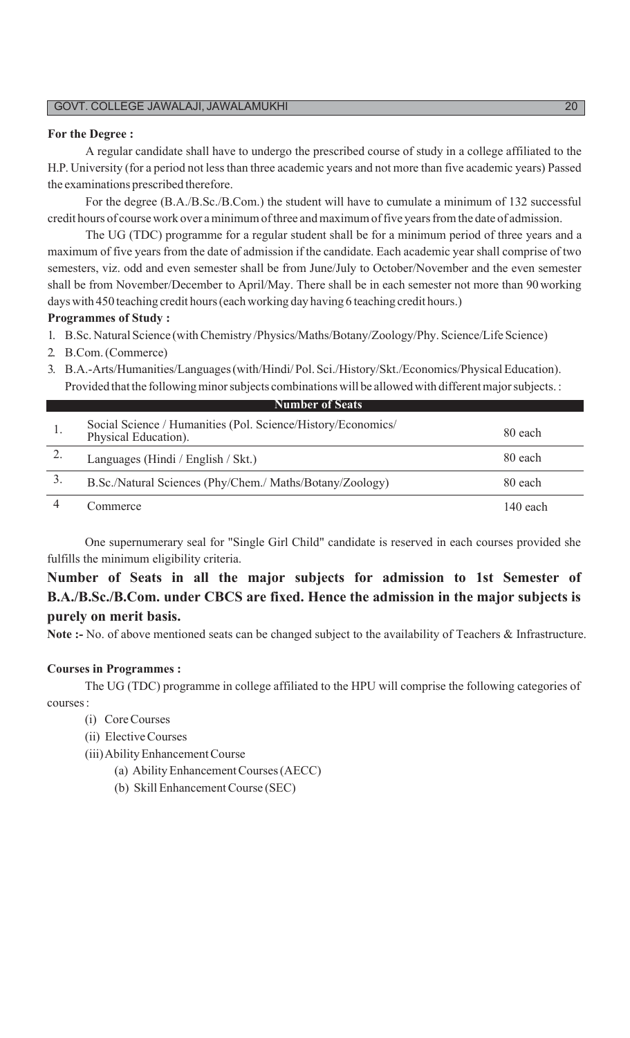**For the Degree :**

A regular candidate shall have to undergo the prescribed course of study in a college affiliated to the H.P. University (for a period not less than three academic years and not more than five academic years) Passed the examinations prescribed therefore.

For the degree (B.A./B.Sc./B.Com.) the student will have to cumulate a minimum of 132 successful credit hours of course work over a minimum of three and maximum of five years from the date of admission.

The UG (TDC) programme for a regular student shall be for a minimum period of three years and a maximum of five years from the date of admission if the candidate. Each academic year shall comprise of two semesters, viz. odd and even semester shall be from June/July to October/November and the even semester shall be from November/December to April/May. There shall be in each semester not more than 90 working days with 450 teaching credit hours (each working day having 6 teaching credit hours.)

**Programmes of Study :**

1. B.Sc. Natural Science (with Chemistry /Physics/Maths/Botany/Zoology/Phy. Science/Life Science)
2. B.Com. (Commerce)
3. B.A.-Arts/Humanities/Languages (with/Hindi/ Pol. Sci./History/Skt./Economics/Physical Education). Provided that the following minor subjects combinations will be allowed with different major subjects. :

| | Number of Seats | |
|---|---|---|
| 1. | Social Science / Humanities (Pol. Science/History/Economics/ Physical Education). | 80 each |
| 2. | Languages (Hindi / English / Skt.) | 80 each |
| 3. | B.Sc./Natural Sciences (Phy/Chem./ Maths/Botany/Zoology) | 80 each |
| 4 | Commerce | 140 each |

One supernumerary seal for "Single Girl Child" candidate is reserved in each courses provided she fulfills the minimum eligibility criteria.

**Number of Seats in all the major subjects for admission to 1st Semester of B.A./B.Sc./B.Com. under CBCS are fixed. Hence the admission in the major subjects is purely on merit basis.**

**Note :-** No. of above mentioned seats can be changed subject to the availability of Teachers & Infrastructure.

**Courses in Programmes :**

The UG (TDC) programme in college affiliated to the HPU will comprise the following categories of courses :

(i) Core Courses

(ii) Elective Courses

(iii) Ability Enhancement Course

- (a) Ability Enhancement Courses (AECC)
- (b) Skill Enhancement Course (SEC)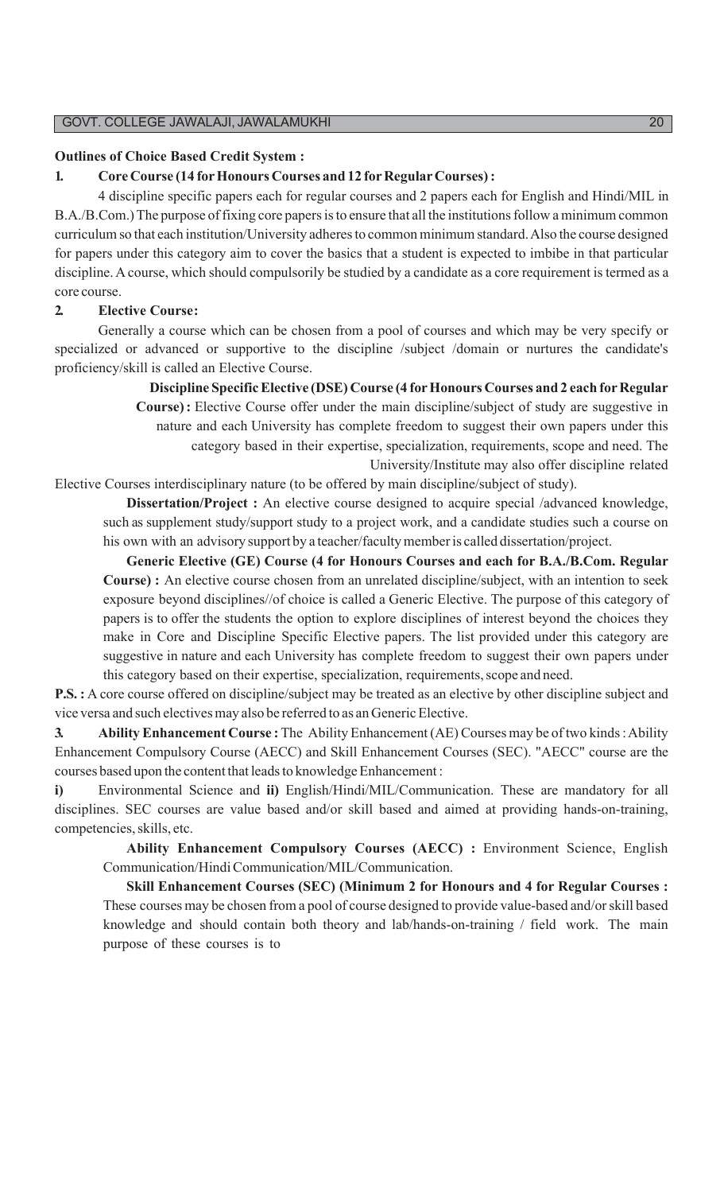**Outlines of Choice Based Credit System :**

**1. Core Course (14 for Honours Courses and 12 for Regular Courses) :**

4 discipline specific papers each for regular courses and 2 papers each for English and Hindi/MIL in B.A./B.Com.) The purpose of fixing core papers is to ensure that all the institutions follow a minimum common curriculum so that each institution/University adheres to common minimum standard. Also the course designed for papers under this category aim to cover the basics that a student is expected to imbibe in that particular discipline. A course, which should compulsorily be studied by a candidate as a core requirement is termed as a core course.

**2. Elective Course:**

Generally a course which can be chosen from a pool of courses and which may be very specify or specialized or advanced or supportive to the discipline /subject /domain or nurtures the candidate's proficiency/skill is called an Elective Course.

**Discipline Specific Elective (DSE) Course (4 for Honours Courses and 2 each for Regular Course) :** Elective Course offer under the main discipline/subject of study are suggestive in nature and each University has complete freedom to suggest their own papers under this category based in their expertise, specialization, requirements, scope and need. The University/Institute may also offer discipline related Elective Courses interdisciplinary nature (to be offered by main discipline/subject of study).

**Dissertation/Project :** An elective course designed to acquire special /advanced knowledge, such as supplement study/support study to a project work, and a candidate studies such a course on his own with an advisory support by a teacher/faculty member is called dissertation/project.

**Generic Elective (GE) Course (4 for Honours Courses and each for B.A./B.Com. Regular Course) :** An elective course chosen from an unrelated discipline/subject, with an intention to seek exposure beyond disciplines//of choice is called a Generic Elective. The purpose of this category of papers is to offer the students the option to explore disciplines of interest beyond the choices they make in Core and Discipline Specific Elective papers. The list provided under this category are suggestive in nature and each University has complete freedom to suggest their own papers under this category based on their expertise, specialization, requirements, scope and need.

**P.S. :** A core course offered on discipline/subject may be treated as an elective by other discipline subject and vice versa and such electives may also be referred to as an Generic Elective.

**3. Ability Enhancement Course :** The Ability Enhancement (AE) Courses may be of two kinds : Ability Enhancement Compulsory Course (AECC) and Skill Enhancement Courses (SEC). "AECC" course are the courses based upon the content that leads to knowledge Enhancement :

**i)** Environmental Science and **ii)** English/Hindi/MIL/Communication. These are mandatory for all disciplines. SEC courses are value based and/or skill based and aimed at providing hands-on-training, competencies, skills, etc.

**Ability Enhancement Compulsory Courses (AECC) :** Environment Science, English Communication/Hindi Communication/MIL/Communication.

**Skill Enhancement Courses (SEC) (Minimum 2 for Honours and 4 for Regular Courses :** These courses may be chosen from a pool of course designed to provide value-based and/or skill based knowledge and should contain both theory and lab/hands-on-training / field work. The main purpose of these courses is to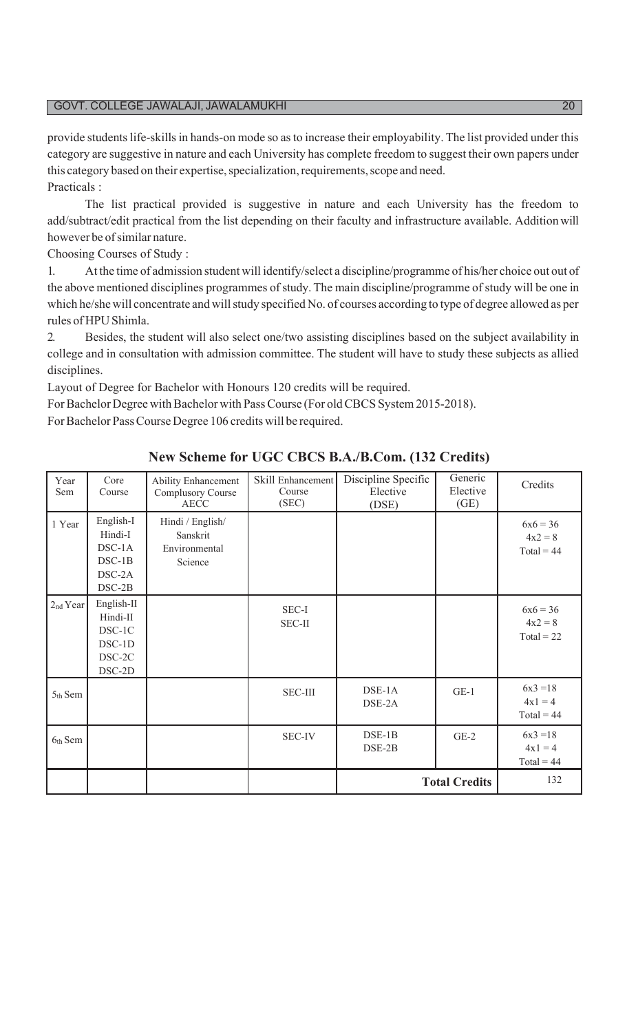provide students life-skills in hands-on mode so as to increase their employability. The list provided under this category are suggestive in nature and each University has complete freedom to suggest their own papers under this category based on their expertise, specialization, requirements, scope and need.

Practicals :

The list practical provided is suggestive in nature and each University has the freedom to add/subtract/edit practical from the list depending on their faculty and infrastructure available. Addition will however be of similar nature.

Choosing Courses of Study :

1. At the time of admission student will identify/select a discipline/programme of his/her choice out out of the above mentioned disciplines programmes of study. The main discipline/programme of study will be one in which he/she will concentrate and will study specified No. of courses according to type of degree allowed as per rules of HPU Shimla.

2. Besides, the student will also select one/two assisting disciplines based on the subject availability in college and in consultation with admission committee. The student will have to study these subjects as allied disciplines.

Layout of Degree for Bachelor with Honours 120 credits will be required.

For Bachelor Degree with Bachelor with Pass Course (For old CBCS System 2015-2018).

For Bachelor Pass Course Degree 106 credits will be required.

## New Scheme for UGC CBCS B.A./B.Com. (132 Credits)

| Year Sem | Core Course | Ability Enhancement Complusory Course AECC | Skill Enhancement Course (SEC) | Discipline Specific Elective (DSE) | Generic Elective (GE) | Credits |
|---|---|---|---|---|---|---|
| 1 Year | English-I<br>Hindi-I<br>DSC-1A<br>DSC-1B<br>DSC-2A<br>DSC-2B | Hindi / English/ Sanskrit<br>Environmental Science | | | | 6x6 = 36<br>4x2 = 8<br>Total = 44 |
| 2nd Year | English-II<br>Hindi-II<br>DSC-1C<br>DSC-1D<br>DSC-2C<br>DSC-2D | | SEC-I<br>SEC-II | | | 6x6 = 36<br>4x2 = 8<br>Total = 22 |
| 5th Sem | | | SEC-III | DSE-1A<br>DSE-2A | GE-1 | 6x3 =18<br>4x1 = 4<br>Total = 44 |
| 6th Sem | | | SEC-IV | DSE-1B<br>DSE-2B | GE-2 | 6x3 =18<br>4x1 = 4<br>Total = 44 |
| | | | | | **Total Credits** | 132 |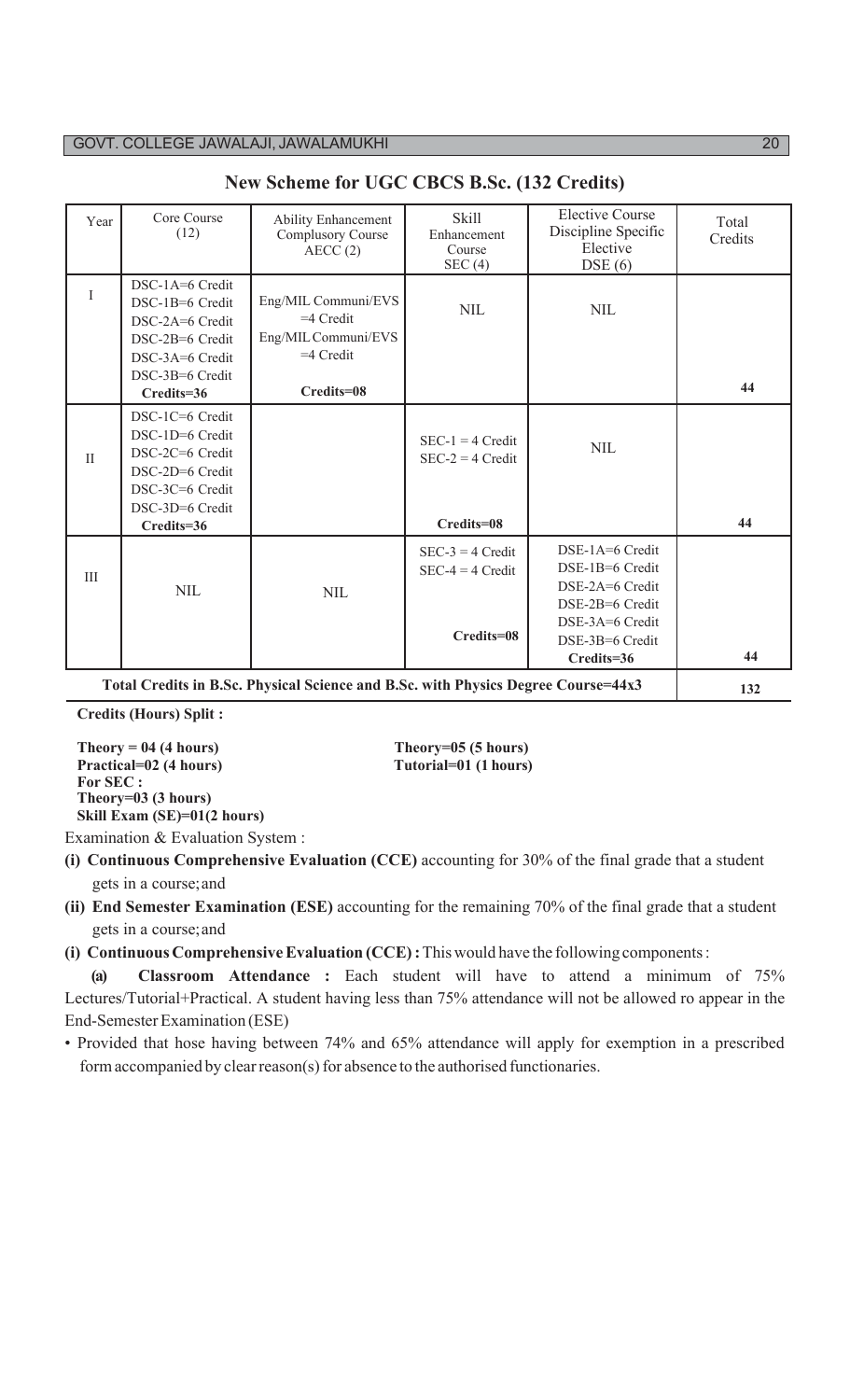## New Scheme for UGC CBCS B.Sc. (132 Credits)

| Year | Core Course (12) | Ability Enhancement Complusory Course AECC (2) | Skill Enhancement Course SEC (4) | Elective Course Discipline Specific Elective DSE (6) | Total Credits |
|---|---|---|---|---|---|
| I | DSC-1A=6 Credit<br>DSC-1B=6 Credit<br>DSC-2A=6 Credit<br>DSC-2B=6 Credit<br>DSC-3A=6 Credit<br>DSC-3B=6 Credit<br>**Credits=36** | Eng/MIL Communi/EVS =4 Credit<br>Eng/MIL Communi/EVS =4 Credit<br>**Credits=08** | NIL | NIL | **44** |
| II | DSC-1C=6 Credit<br>DSC-1D=6 Credit<br>DSC-2C=6 Credit<br>DSC-2D=6 Credit<br>DSC-3C=6 Credit<br>DSC-3D=6 Credit<br>**Credits=36** | | SEC-1 = 4 Credit<br>SEC-2 = 4 Credit<br>**Credits=08** | NIL | **44** |
| III | NIL | NIL | SEC-3 = 4 Credit<br>SEC-4 = 4 Credit<br>**Credits=08** | DSE-1A=6 Credit<br>DSE-1B=6 Credit<br>DSE-2A=6 Credit<br>DSE-2B=6 Credit<br>DSE-3A=6 Credit<br>DSE-3B=6 Credit<br>**Credits=36** | **44** |
| **Total Credits in B.Sc. Physical Science and B.Sc. with Physics Degree Course=44x3** | | | | | **132** |

**Credits (Hours) Split :**

**Theory = 04 (4 hours)**
**Practical=02 (4 hours)**

**Theory=05 (5 hours)**
**Tutorial=01 (1 hours)**

**For SEC :**
**Theory=03 (3 hours)**
**Skill Exam (SE)=01(2 hours)**

Examination & Evaluation System :

**(i) Continuous Comprehensive Evaluation (CCE)** accounting for 30% of the final grade that a student gets in a course; and

**(ii) End Semester Examination (ESE)** accounting for the remaining 70% of the final grade that a student gets in a course; and

**(i) Continuous Comprehensive Evaluation (CCE) :** This would have the following components :

**(a) Classroom Attendance :** Each student will have to attend a minimum of 75% Lectures/Tutorial+Practical. A student having less than 75% attendance will not be allowed ro appear in the End-Semester Examination (ESE)

- Provided that hose having between 74% and 65% attendance will apply for exemption in a prescribed form accompanied by clear reason(s) for absence to the authorised functionaries.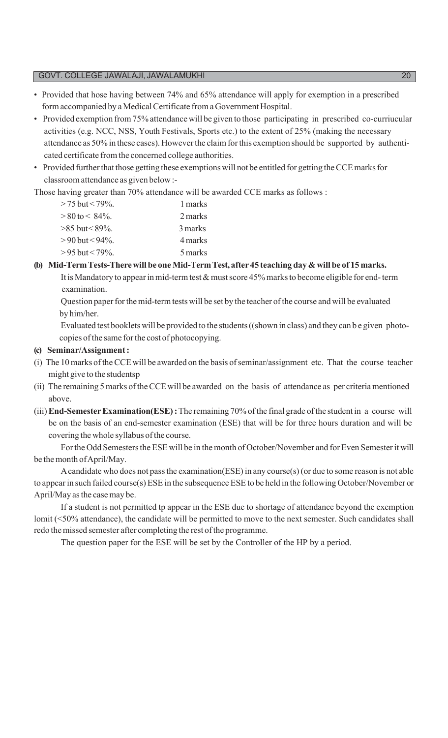- Provided that hose having between 74% and 65% attendance will apply for exemption in a prescribed form accompanied by a Medical Certificate from a Government Hospital.
- Provided exemption from 75% attendance will be given to those participating in prescribed co-curriucular activities (e.g. NCC, NSS, Youth Festivals, Sports etc.) to the extent of 25% (making the necessary attendance as 50% in these cases). However the claim for this exemption should be supported by authenticated certificate from the concerned college authorities.
- Provided further that those getting these exemptions will not be entitled for getting the CCE marks for classroom attendance as given below :-

Those having greater than 70% attendance will be awarded CCE marks as follows :

| | |
|---|---|
| > 75 but < 79%. | 1 marks |
| > 80 to < 84%. | 2 marks |
| >85 but< 89%. | 3 marks |
| > 90 but < 94%. | 4 marks |
| > 95 but < 79%. | 5 marks |

**(b) Mid-Term Tests-There will be one Mid-Term Test, after 45 teaching day & will be of 15 marks.**

It is Mandatory to appear in mid-term test & must score 45% marks to become eligible for end- term examination.

Question paper for the mid-term tests will be set by the teacher of the course and will be evaluated by him/her.

Evaluated test booklets will be provided to the students ((shown in class) and they can b e given photocopies of the same for the cost of photocopying.

**(c) Seminar/Assignment :**

(i) The 10 marks of the CCE will be awarded on the basis of seminar/assignment etc. That the course teacher might give to the studentsp

(ii) The remaining 5 marks of the CCE will be awarded on the basis of attendance as per criteria mentioned above.

(iii) **End-Semester Examination(ESE) :** The remaining 70% of the final grade of the student in a course will be on the basis of an end-semester examination (ESE) that will be for three hours duration and will be covering the whole syllabus of the course.

For the Odd Semesters the ESE will be in the month of October/November and for Even Semester it will be the month of April/May.

A candidate who does not pass the examination(ESE) in any course(s) (or due to some reason is not able to appear in such failed course(s) ESE in the subsequence ESE to be held in the following October/November or April/May as the case may be.

If a student is not permitted tp appear in the ESE due to shortage of attendance beyond the exemption lomit (<50% attendance), the candidate will be permitted to move to the next semester. Such candidates shall redo the missed semester after completing the rest of the programme.

The question paper for the ESE will be set by the Controller of the HP by a period.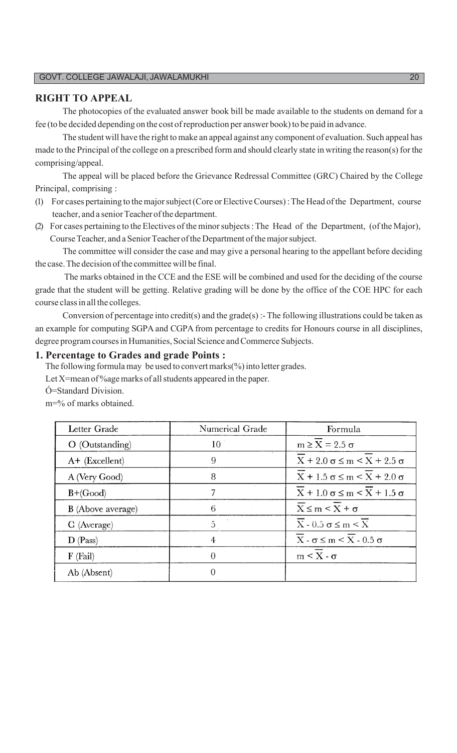## RIGHT TO APPEAL

The photocopies of the evaluated answer book bill be made available to the students on demand for a fee (to be decided depending on the cost of reproduction per answer book) to be paid in advance.

The student will have the right to make an appeal against any component of evaluation. Such appeal has made to the Principal of the college on a prescribed form and should clearly state in writing the reason(s) for the comprising/appeal.

The appeal will be placed before the Grievance Redressal Committee (GRC) Chaired by the College Principal, comprising :

(1) For cases pertaining to the major subject (Core or Elective Courses) : The Head of the Department, course teacher, and a senior Teacher of the department.

(2) For cases pertaining to the Electives of the minor subjects : The Head of the Department, (of the Major), Course Teacher, and a Senior Teacher of the Department of the major subject.

The committee will consider the case and may give a personal hearing to the appellant before deciding the case. The decision of the committee will be final.

The marks obtained in the CCE and the ESE will be combined and used for the deciding of the course grade that the student will be getting. Relative grading will be done by the office of the COE HPC for each course class in all the colleges.

Conversion of percentage into credit(s) and the grade(s) :- The following illustrations could be taken as an example for computing SGPA and CGPA from percentage to credits for Honours course in all disciplines, degree program courses in Humanities, Social Science and Commerce Subjects.

### 1. Percentage to Grades and grade Points :

The following formula may be used to convert marks(%) into letter grades.

Let X=mean of %age marks of all students appeared in the paper.

Ó=Standard Division.

m=% of marks obtained.

| Letter Grade | Numerical Grade | Formula |
|---|---|---|
| O (Outstanding) | 10 | $m \geq \overline{X} = 2.5\,\sigma$ |
| A+ (Excellent) | 9 | $\overline{X} + 2.0\,\sigma \leq m < \overline{X} + 2.5\,\sigma$ |
| A (Very Good) | 8 | $\overline{X} + 1.5\,\sigma \leq m < \overline{X} + 2.0\,\sigma$ |
| B+(Good) | 7 | $\overline{X} + 1.0\,\sigma \leq m < \overline{X} + 1.5\,\sigma$ |
| B (Above average) | 6 | $\overline{X} \leq m < \overline{X} + \sigma$ |
| C (Average) | 5 | $\overline{X} - 0.5\,\sigma \leq m < \overline{X}$ |
| D (Pass) | 4 | $\overline{X} - \sigma \leq m < \overline{X} - 0.5\,\sigma$ |
| F (Fail) | 0 | $m < \overline{X} - \sigma$ |
| Ab (Absent) | 0 | |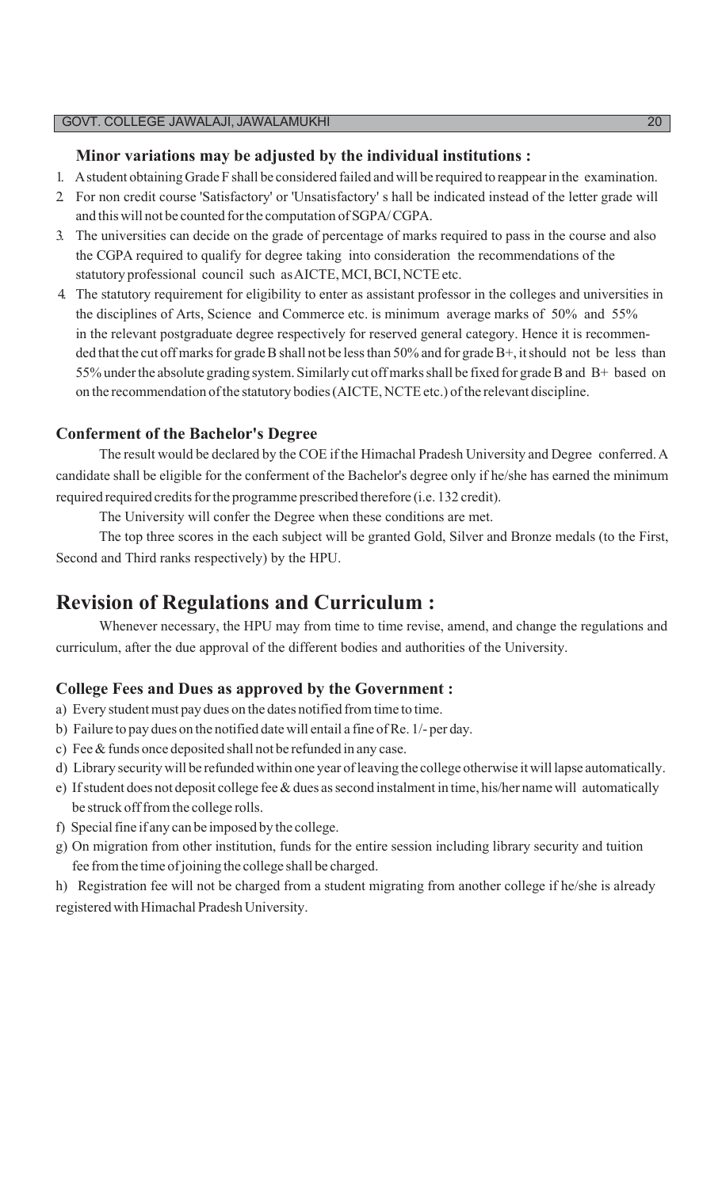### Minor variations may be adjusted by the individual institutions :

1. A student obtaining Grade F shall be considered failed and will be required to reappear in the examination.
2. For non credit course 'Satisfactory' or 'Unsatisfactory' s hall be indicated instead of the letter grade will and this will not be counted for the computation of SGPA/ CGPA.
3. The universities can decide on the grade of percentage of marks required to pass in the course and also the CGPA required to qualify for degree taking into consideration the recommendations of the statutory professional council such as AICTE, MCI, BCI, NCTE etc.
4. The statutory requirement for eligibility to enter as assistant professor in the colleges and universities in the disciplines of Arts, Science and Commerce etc. is minimum average marks of 50% and 55% in the relevant postgraduate degree respectively for reserved general category. Hence it is recommended that the cut off marks for grade B shall not be less than 50% and for grade B+, it should not be less than 55% under the absolute grading system. Similarly cut off marks shall be fixed for grade B and B+ based on on the recommendation of the statutory bodies (AICTE, NCTE etc.) of the relevant discipline.

### Conferment of the Bachelor's Degree

The result would be declared by the COE if the Himachal Pradesh University and Degree conferred. A candidate shall be eligible for the conferment of the Bachelor's degree only if he/she has earned the minimum required required credits for the programme prescribed therefore (i.e. 132 credit).

The University will confer the Degree when these conditions are met.

The top three scores in the each subject will be granted Gold, Silver and Bronze medals (to the First, Second and Third ranks respectively) by the HPU.

## Revision of Regulations and Curriculum :

Whenever necessary, the HPU may from time to time revise, amend, and change the regulations and curriculum, after the due approval of the different bodies and authorities of the University.

### College Fees and Dues as approved by the Government :

a) Every student must pay dues on the dates notified from time to time.

b) Failure to pay dues on the notified date will entail a fine of Re. 1/- per day.

c) Fee & funds once deposited shall not be refunded in any case.

d) Library security will be refunded within one year of leaving the college otherwise it will lapse automatically.

e) If student does not deposit college fee & dues as second instalment in time, his/her name will automatically be struck off from the college rolls.

f) Special fine if any can be imposed by the college.

g) On migration from other institution, funds for the entire session including library security and tuition fee from the time of joining the college shall be charged.

h) Registration fee will not be charged from a student migrating from another college if he/she is already registered with Himachal Pradesh University.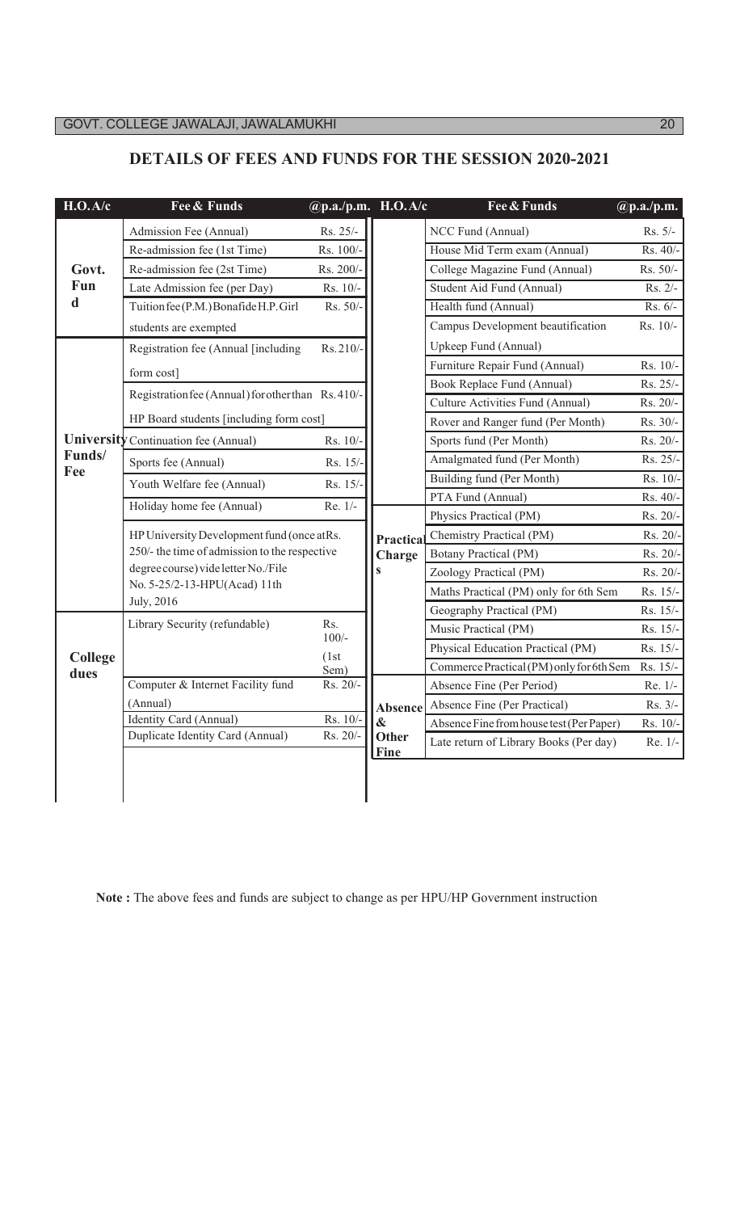## DETAILS OF FEES AND FUNDS FOR THE SESSION 2020-2021

| H.O.A/c | Fee & Funds | @p.a./p.m. | H.O.A/c | Fee & Funds | @p.a./p.m. |
|---|---|---|---|---|---|
| Govt. Fund | Admission Fee (Annual) | Rs. 25/- | | NCC Fund (Annual) | Rs. 5/- |
| | Re-admission fee (1st Time) | Rs. 100/- | | House Mid Term exam (Annual) | Rs. 40/- |
| | Re-admission fee (2st Time) | Rs. 200/- | | College Magazine Fund (Annual) | Rs. 50/- |
| | Late Admission fee (per Day) | Rs. 10/- | | Student Aid Fund (Annual) | Rs. 2/- |
| | Tuition fee (P.M.) Bonafide H.P. Girl students are exempted | Rs. 50/- | | Health fund (Annual) | Rs. 6/- |
| University Funds/ Fee | Registration fee (Annual [including form cost] | Rs. 210/- | | Campus Development beautification Upkeep Fund (Annual) | Rs. 10/- |
| | Registration fee (Annual) for other than HP Board students [including form cost] | Rs. 410/- | | Furniture Repair Fund (Annual) | Rs. 10/- |
| | Continuation fee (Annual) | Rs. 10/- | | Book Replace Fund (Annual) | Rs. 25/- |
| | Sports fee (Annual) | Rs. 15/- | | Culture Activities Fund (Annual) | Rs. 20/- |
| | Youth Welfare fee (Annual) | Rs. 15/- | | Rover and Ranger fund (Per Month) | Rs. 30/- |
| | Holiday home fee (Annual) | Re. 1/- | | Sports fund (Per Month) | Rs. 20/- |
| | HP University Development fund (once at Rs. 250/- the time of admission to the respective degree course) vide letter No./File No. 5-25/2-13-HPU(Acad) 11th July, 2016 | | | Amalgmated fund (Per Month) | Rs. 25/- |
| | | | | Building fund (Per Month) | Rs. 10/- |
| | | | | PTA Fund (Annual) | Rs. 40/- |
| College dues | Library Security (refundable) | Rs. 100/- (1st Sem) | Practical Charges | Physics Practical (PM) | Rs. 20/- |
| | Computer & Internet Facility fund (Annual) | Rs. 20/- | | Chemistry Practical (PM) | Rs. 20/- |
| | Identity Card (Annual) | Rs. 10/- | | Botany Practical (PM) | Rs. 20/- |
| | Duplicate Identity Card (Annual) | Rs. 20/- | | Zoology Practical (PM) | Rs. 20/- |
| | | | | Maths Practical (PM) only for 6th Sem | Rs. 15/- |
| | | | | Geography Practical (PM) | Rs. 15/- |
| | | | | Music Practical (PM) | Rs. 15/- |
| | | | | Physical Education Practical (PM) | Rs. 15/- |
| | | | | Commerce Practical (PM) only for 6th Sem | Rs. 15/- |
| | | | Absence & Other Fine | Absence Fine (Per Period) | Re. 1/- |
| | | | | Absence Fine (Per Practical) | Rs. 3/- |
| | | | | Absence Fine from house test (Per Paper) | Rs. 10/- |
| | | | | Late return of Library Books (Per day) | Re. 1/- |

**Note :** The above fees and funds are subject to change as per HPU/HP Government instruction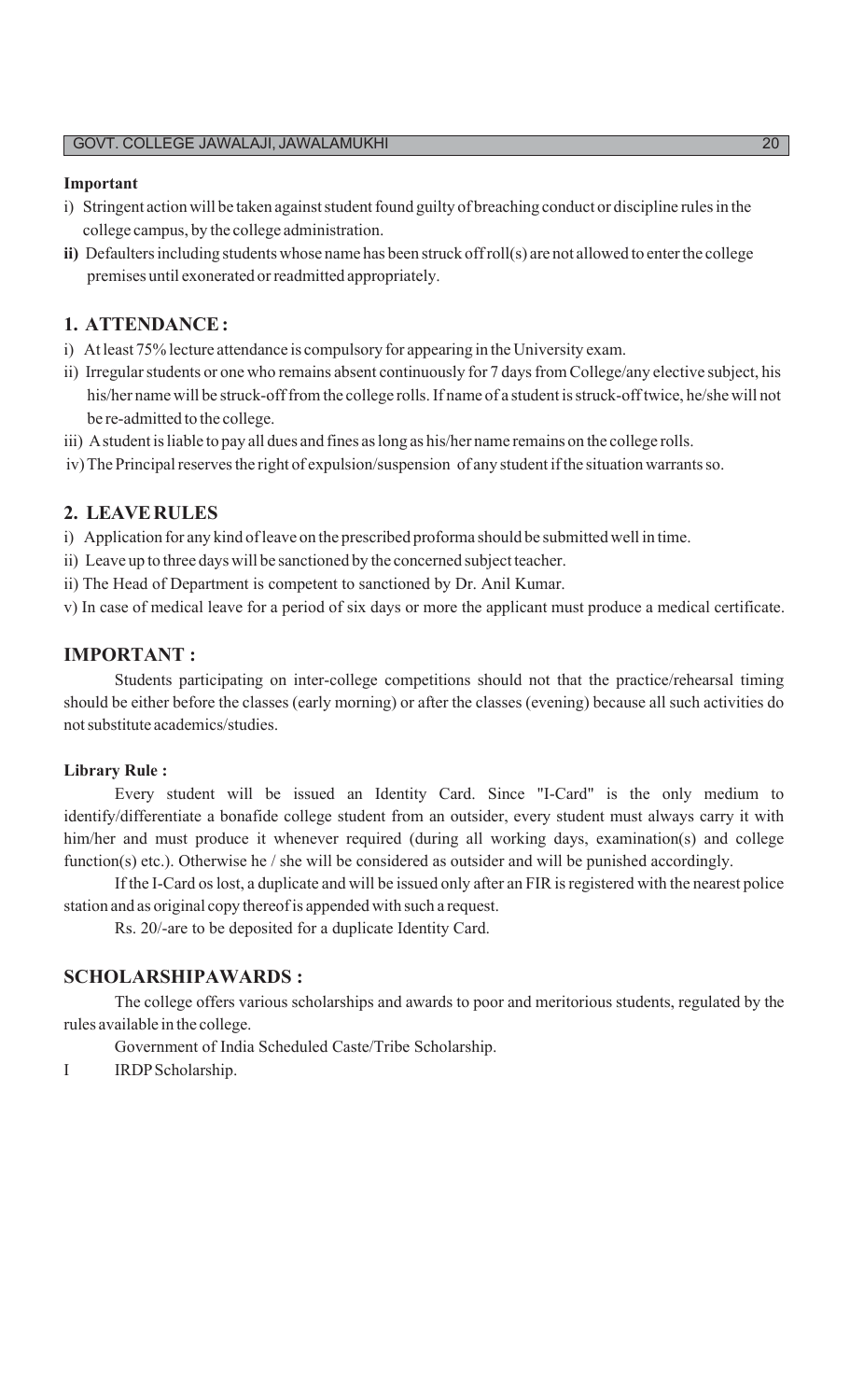**Important**

i) Stringent action will be taken against student found guilty of breaching conduct or discipline rules in the college campus, by the college administration.

**ii)** Defaulters including students whose name has been struck off roll(s) are not allowed to enter the college premises until exonerated or readmitted appropriately.

## 1. ATTENDANCE :

i) At least 75% lecture attendance is compulsory for appearing in the University exam.

ii) Irregular students or one who remains absent continuously for 7 days from College/any elective subject, his his/her name will be struck-off from the college rolls. If name of a student is struck-off twice, he/she will not be re-admitted to the college.

iii) A student is liable to pay all dues and fines as long as his/her name remains on the college rolls.

iv) The Principal reserves the right of expulsion/suspension of any student if the situation warrants so.

## 2. LEAVE RULES

i) Application for any kind of leave on the prescribed proforma should be submitted well in time.

ii) Leave up to three days will be sanctioned by the concerned subject teacher.

ii) The Head of Department is competent to sanctioned by Dr. Anil Kumar.

v) In case of medical leave for a period of six days or more the applicant must produce a medical certificate.

## IMPORTANT :

Students participating on inter-college competitions should not that the practice/rehearsal timing should be either before the classes (early morning) or after the classes (evening) because all such activities do not substitute academics/studies.

**Library Rule :**

Every student will be issued an Identity Card. Since "I-Card" is the only medium to identify/differentiate a bonafide college student from an outsider, every student must always carry it with him/her and must produce it whenever required (during all working days, examination(s) and college function(s) etc.). Otherwise he / she will be considered as outsider and will be punished accordingly.

If the I-Card os lost, a duplicate and will be issued only after an FIR is registered with the nearest police station and as original copy thereof is appended with such a request.

Rs. 20/-are to be deposited for a duplicate Identity Card.

## SCHOLARSHIPAWARDS :

The college offers various scholarships and awards to poor and meritorious students, regulated by the rules available in the college.

Government of India Scheduled Caste/Tribe Scholarship.

I IRDP Scholarship.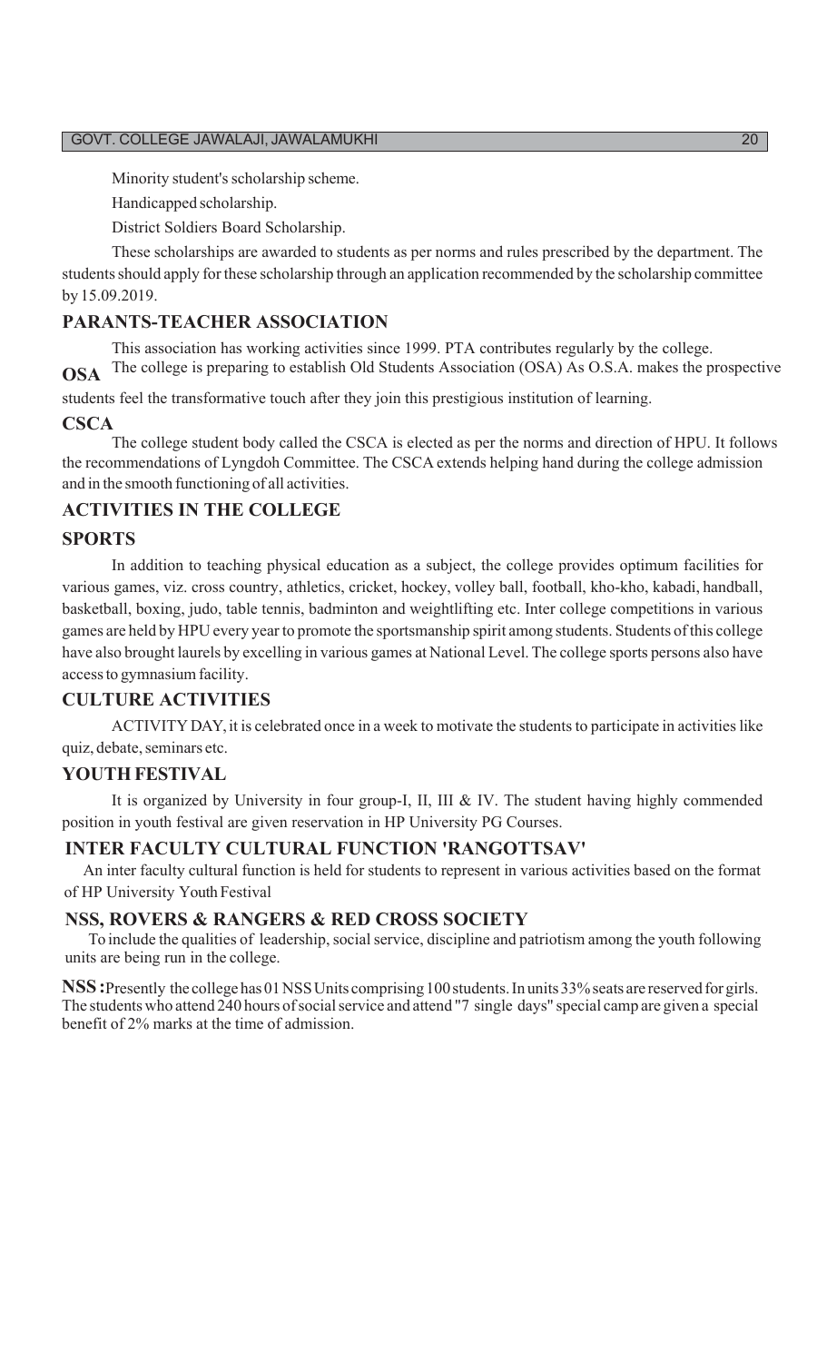Minority student's scholarship scheme.

Handicapped scholarship.

District Soldiers Board Scholarship.

These scholarships are awarded to students as per norms and rules prescribed by the department. The students should apply for these scholarship through an application recommended by the scholarship committee by 15.09.2019.

## PARANTS-TEACHER ASSOCIATION

This association has working activities since 1999. PTA contributes regularly by the college.

**OSA** The college is preparing to establish Old Students Association (OSA) As O.S.A. makes the prospective students feel the transformative touch after they join this prestigious institution of learning.

**CSCA**

The college student body called the CSCA is elected as per the norms and direction of HPU. It follows the recommendations of Lyngdoh Committee. The CSCA extends helping hand during the college admission and in the smooth functioning of all activities.

## ACTIVITIES IN THE COLLEGE

### SPORTS

In addition to teaching physical education as a subject, the college provides optimum facilities for various games, viz. cross country, athletics, cricket, hockey, volley ball, football, kho-kho, kabadi, handball, basketball, boxing, judo, table tennis, badminton and weightlifting etc. Inter college competitions in various games are held by HPU every year to promote the sportsmanship spirit among students. Students of this college have also brought laurels by excelling in various games at National Level. The college sports persons also have access to gymnasium facility.

### CULTURE ACTIVITIES

ACTIVITY DAY, it is celebrated once in a week to motivate the students to participate in activities like quiz, debate, seminars etc.

### YOUTH FESTIVAL

It is organized by University in four group-I, II, III & IV. The student having highly commended position in youth festival are given reservation in HP University PG Courses.

### INTER FACULTY CULTURAL FUNCTION 'RANGOTTSAV'

An inter faculty cultural function is held for students to represent in various activities based on the format of HP University Youth Festival

### NSS, ROVERS & RANGERS & RED CROSS SOCIETY

To include the qualities of leadership, social service, discipline and patriotism among the youth following units are being run in the college.

**NSS :** Presently the college has 01 NSS Units comprising 100 students. In units 33% seats are reserved for girls. The students who attend 240 hours of social service and attend "7 single days" special camp are given a special benefit of 2% marks at the time of admission.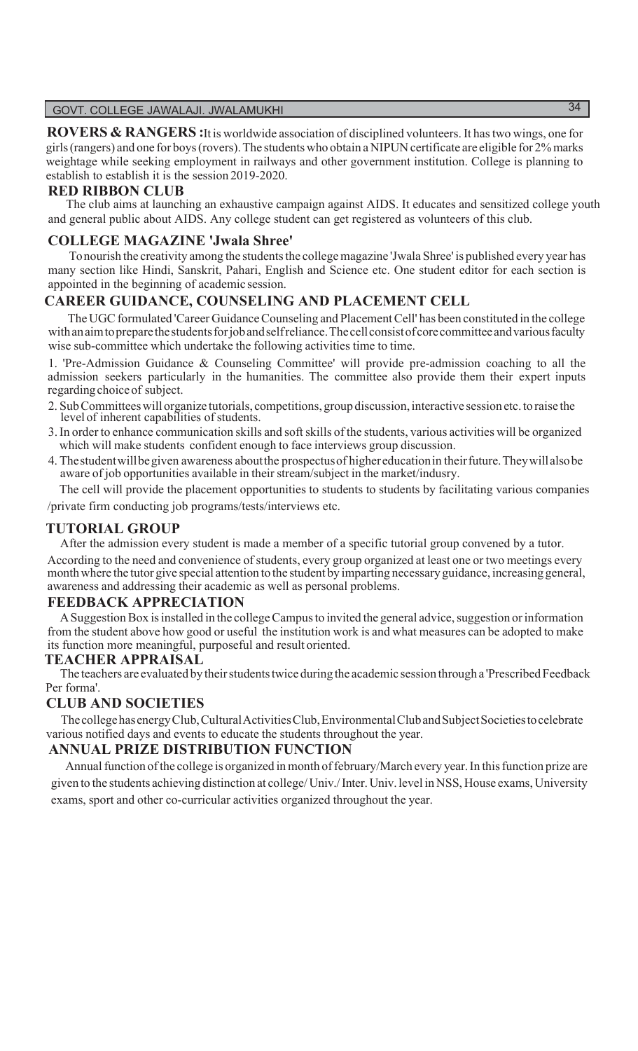**ROVERS & RANGERS :** It is worldwide association of disciplined volunteers. It has two wings, one for girls (rangers) and one for boys (rovers). The students who obtain a NIPUN certificate are eligible for 2% marks weightage while seeking employment in railways and other government institution. College is planning to establish to establish it is the session 2019-2020.

## RED RIBBON CLUB

The club aims at launching an exhaustive campaign against AIDS. It educates and sensitized college youth and general public about AIDS. Any college student can get registered as volunteers of this club.

## COLLEGE MAGAZINE 'Jwala Shree'

To nourish the creativity among the students the college magazine 'Jwala Shree' is published every year has many section like Hindi, Sanskrit, Pahari, English and Science etc. One student editor for each section is appointed in the beginning of academic session.

## CAREER GUIDANCE, COUNSELING AND PLACEMENT CELL

The UGC formulated 'Career Guidance Counseling and Placement Cell' has been constituted in the college with an aim to prepare the students for job and self reliance. The cell consist of core committee and various faculty wise sub-committee which undertake the following activities time to time.

1. 'Pre-Admission Guidance & Counseling Committee' will provide pre-admission coaching to all the admission seekers particularly in the humanities. The committee also provide them their expert inputs regarding choice of subject.
2. Sub Committees will organize tutorials, competitions, group discussion, interactive session etc. to raise the level of inherent capabilities of students.
3. In order to enhance communication skills and soft skills of the students, various activities will be organized which will make students confident enough to face interviews group discussion.
4. The student will be given awareness about the prospectus of higher education in their future. They will also be aware of job opportunities available in their stream/subject in the market/indusry.

The cell will provide the placement opportunities to students to students by facilitating various companies /private firm conducting job programs/tests/interviews etc.

## TUTORIAL GROUP

After the admission every student is made a member of a specific tutorial group convened by a tutor. According to the need and convenience of students, every group organized at least one or two meetings every month where the tutor give special attention to the student by imparting necessary guidance, increasing general, awareness and addressing their academic as well as personal problems.

## FEEDBACK APPRECIATION

A Suggestion Box is installed in the college Campus to invited the general advice, suggestion or information from the student above how good or useful the institution work is and what measures can be adopted to make its function more meaningful, purposeful and result oriented.

## TEACHER APPRAISAL

The teachers are evaluated by their students twice during the academic session through a 'Prescribed Feedback Per forma'.

## CLUB AND SOCIETIES

The college has energy Club, Cultural Activities Club, Environmental Club and Subject Societies to celebrate various notified days and events to educate the students throughout the year.

## ANNUAL PRIZE DISTRIBUTION FUNCTION

Annual function of the college is organized in month of february/March every year. In this function prize are given to the students achieving distinction at college/ Univ./ Inter. Univ. level in NSS, House exams, University exams, sport and other co-curricular activities organized throughout the year.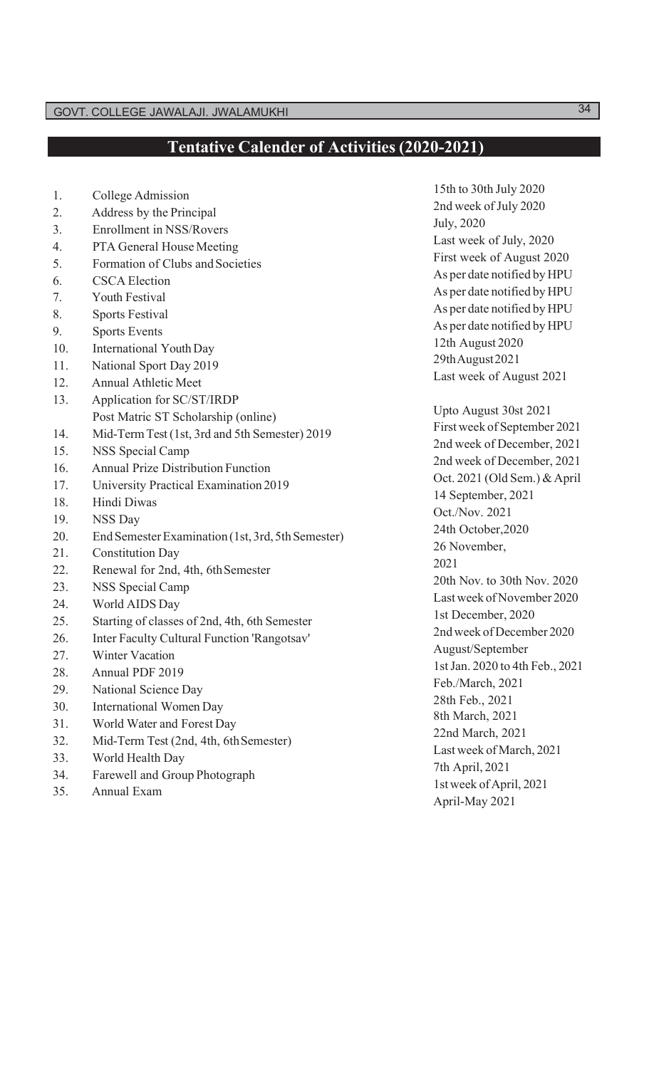## Tentative Calender of Activities (2020-2021)

| No. | Activity | Date |
|---|---|---|
| 1. | College Admission | 15th to 30th July 2020 |
| 2. | Address by the Principal | 2nd week of July 2020 |
| 3. | Enrollment in NSS/Rovers | July, 2020 |
| 4. | PTA General House Meeting | Last week of July, 2020 |
| 5. | Formation of Clubs and Societies | First week of August 2020 |
| 6. | CSCA Election | As per date notified by HPU |
| 7. | Youth Festival | As per date notified by HPU |
| 8. | Sports Festival | As per date notified by HPU |
| 9. | Sports Events | As per date notified by HPU |
| 10. | International Youth Day | 12th August 2020 |
| 11. | National Sport Day 2019 | 29thAugust2021 |
| 12. | Annual Athletic Meet | Last week of August 2021 |
| 13. | Application for SC/ST/IRDP Post Matric ST Scholarship (online) | Upto August 30st 2021 |
| 14. | Mid-Term Test (1st, 3rd and 5th Semester) 2019 | First week of September 2021 |
| 15. | NSS Special Camp | 2nd week of December, 2021 |
| 16. | Annual Prize Distribution Function | 2nd week of December, 2021 |
| 17. | University Practical Examination 2019 | Oct. 2021 (Old Sem.) & April |
| 18. | Hindi Diwas | 14 September, 2021 |
| 19. | NSS Day | Oct./Nov. 2021 |
| 20. | End Semester Examination (1st, 3rd, 5th Semester) | 24th October,2020 |
| 21. | Constitution Day | 26 November, 2021 |
| 22. | Renewal for 2nd, 4th, 6th Semester | 20th Nov. to 30th Nov. 2020 |
| 23. | NSS Special Camp | Last week of November 2020 |
| 24. | World AIDS Day | 1st December, 2020 |
| 25. | Starting of classes of 2nd, 4th, 6th Semester | 2nd week of December 2020 |
| 26. | Inter Faculty Cultural Function 'Rangotsav' | August/September |
| 27. | Winter Vacation | 1st Jan. 2020 to 4th Feb., 2021 |
| 28. | Annual PDF 2019 | Feb./March, 2021 |
| 29. | National Science Day | 28th Feb., 2021 |
| 30. | International Women Day | 8th March, 2021 |
| 31. | World Water and Forest Day | 22nd March, 2021 |
| 32. | Mid-Term Test (2nd, 4th, 6th Semester) | Last week of March, 2021 |
| 33. | World Health Day | 7th April, 2021 |
| 34. | Farewell and Group Photograph | 1st week of April, 2021 |
| 35. | Annual Exam | April-May 2021 |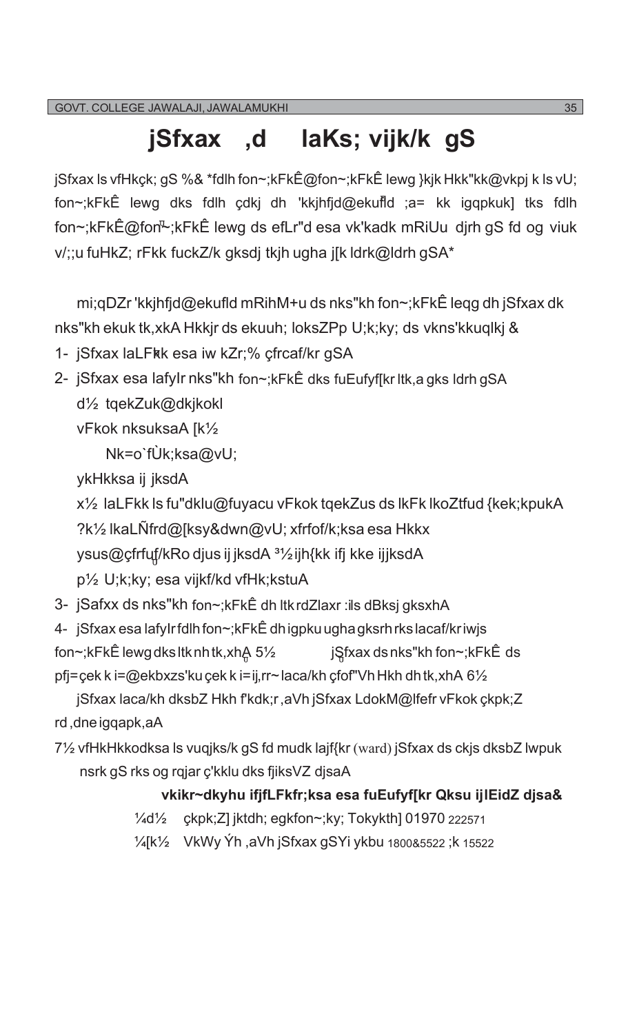# jSfxax ,d laKs; vijk/k gS

jSfxax ls vfHkçk; gS %& *fdlh fon~;kFkÊ@fon~;kFkÊ lewg }kjk Hkk"kk@vkpj k ls vU; fon~;kFkÊ lewg dks fdlh çdkj dh 'kkjhfjd@ekufld ;a= kk igqpkuk] tks fdlh fon~;kFkÊ@fon~;kFkÊ lewg ds efLr"d esa vk'kadk mRiUu djrh gS fd og viuk v/;;u fuHkZ; rFkk fuckZ/k gksdj tkjh ugha j[k ldrk@ldrh gSA*

mi;qDZr 'kkjhfjd@ekufld mRihM+u ds nks"kh fon~;kFkÊ leqg dh jSfxax dk nks"kh ekuk tk,xkA Hkkjr ds ekuuh; loksZPp U;k;ky; ds vkns'kkuqlkj &

1- jSfxax laLFkk esa iw kZr;% çfrcaf/kr gSA
2- jSfxax esa lafyIr nks"kh fon~;kFkÊ dks fuEufyf[kr ltk,a gks ldrh gSA
   d½ tqekZuk@dkjkokl
   vFkok nksuksaA [k½
      Nk=o`fÙk;ksa@vU;
   ykHkksa ij jksdA
   x½ laLFkk ls fu"dklu@fuyacu vFkok tqekZus ds lkFk lkoZtfud {kek;kpukA
   ?k½ lkaLÑfrd@[ksy&dwn@vU; xfrfof/k;ksa esa Hkkx
   ysus@çfrfuf/kRo djus ij jksdA ³½ ijh{kk ifj kke ijjksdA
   p½ U;k;ky; esa vijkf/kd vfHk;kstuA
3- jSafxx ds nks"kh fon~;kFkÊ dh ltk rdZlaxr :ils dBksj gksxhA
4- jSfxax esa lafyIr fdlh fon~;kFkÊ dh igpku ugha gksrh rks lacaf/kr iwjs fon~;kFkÊ lewg dks ltk nh tk,xhA 5½ jSfxax ds nks"kh fon~;kFkÊ ds pfj=çek k i=@ekbxzs'ku çek k i=ij,rr~ laca/kh çfof"Vh Hkh dh tk,xhA 6½

   jSfxax laca/kh dksbZ Hkh f'kdk;r ,aVh jSfxax LdokM@lfefr vFkok çkpk;Z rd ,dne igqapk,aA

7½ vfHkHkkodksa ls vuqjks/k gS fd mudk lajf{kr (ward) jSfxax ds ckjs dksbZ lwpuk nsrk gS rks og rqjar ç'kklu dks fjiksVZ djsaA

**vkikr~dkyhu ifjfLFkfr;ksa esa fuEufyf[kr Qksu ijlEidZ djsa&**

¼d½ çkpk;Z] jktdh; egkfon~;ky; Tokyktth] 01970 222571

¼[k½ VkWy Ýh ,aVh jSfxax gSYi ykbu 1800&5522 ;k 15522